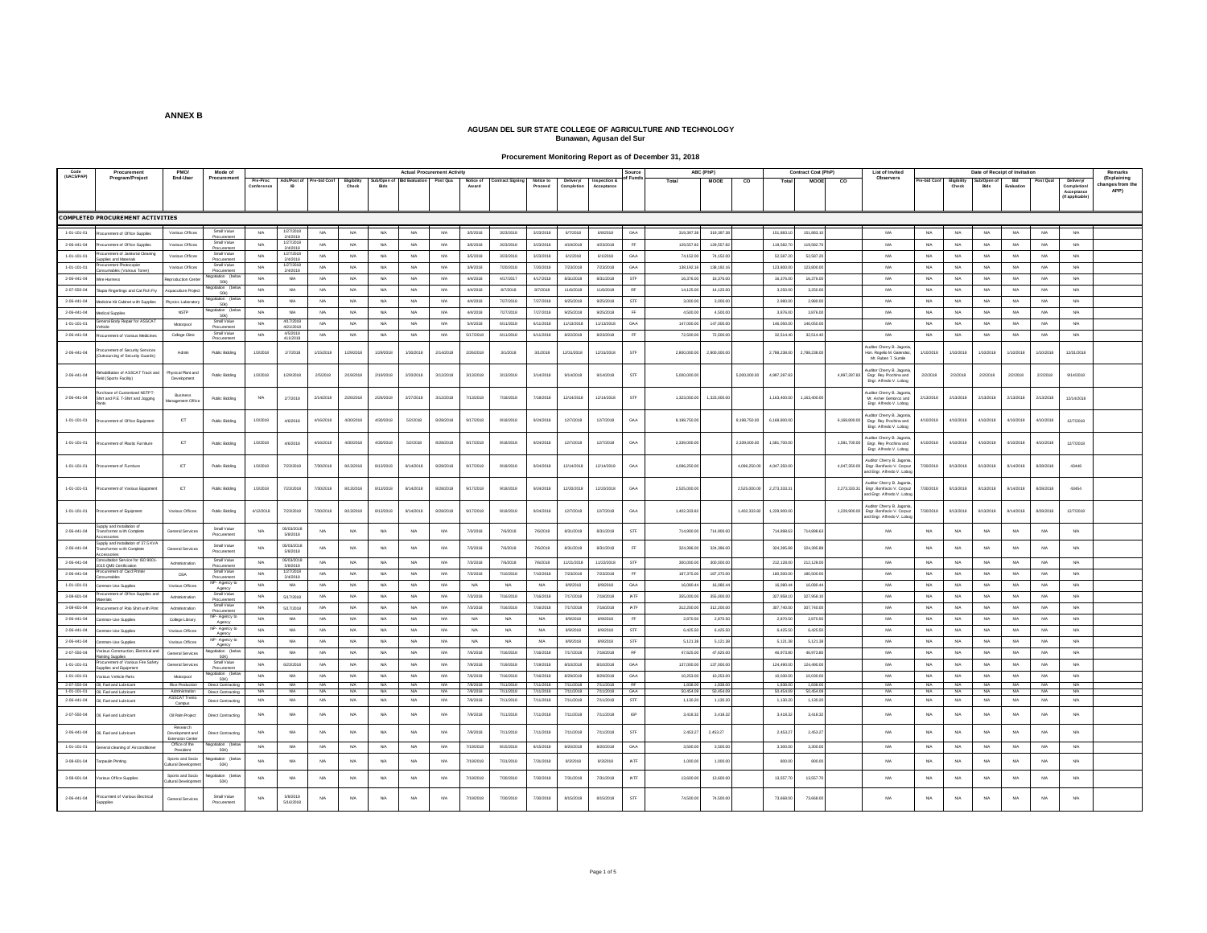**ANNEX B**

**AGUSAN DEL SUR STATE COLLEGE OF AGRICULTURE AND TECHNOLOGY**
**Bunawan, Agusan del Sur**

**Procurement Monitoring Report as of December 31, 2018**

| Code (UACS/PAP) | Procurement Program/Project | PMO/ End-User | Mode of Procurement | Actual Procurement Activity | | | | | | | | | | | | | Source of Funds | ABC (PhP) | | | Contract Cost (PhP) | | | List of Invited Observers | Date of Receipt of Invitation | | | | | | | Remarks (Explaining changes from the APP) |
|---|---|---|---|---|---|---|---|---|---|---|---|---|---|---|---|---|---|---|---|---|---|---|---|---|---|---|---|---|---|---|---|---|
| | | | | Pre-Proc Conference | Ads/Post of IB | Pre-bid Conf | Eligibility Check | Sub/Open of Bids | Bid Evaluation | Post Qual | Notice of Award | Contract Signing | Notice to Proceed | Delivery/ Completion | Inspection & Acceptance | | | Total | MOOE | CO | Total | MOOE | CO | | Pre-bid Conf | Eligibility Check | Sub/Open of Bids | Bid Evaluation | Post Qual | Delivery/ Completion/ Acceptance (If applicable) | |
| **COMPLETED PROCUREMENT ACTIVITIES** | | | | | | | | | | | | | | | | | | | | | | | | | | | | | | | | |
| 1-01-101-01 | Procurement of Office Supplies | Various Offices | Small Value Procurement | N/A | 1/27/2018 2/4/2018 | N/A | N/A | N/A | N/A | N/A | 3/5/2018 | 3/23/2018 | 3/23/2018 | 6/7/2018 | 6/8/2018 | GAA | 319,397.38 | 319,397.38 | | 151,883.10 | 151,883.10 | | N/A | N/A | N/A | N/A | N/A | N/A | N/A | |
| 2-06-441-04 | Procurement of Office Supplies | Various Offices | Small Value Procurement | N/A | 1/27/2018 2/4/2018 | N/A | N/A | N/A | N/A | N/A | 3/5/2018 | 3/23/2018 | 3/23/2018 | 4/19/2018 | 4/23/2018 | FF | 129,557.82 | 129,557.82 | | 119,582.70 | 119,582.70 | | N/A | N/A | N/A | N/A | N/A | N/A | N/A | |
| 1-01-101-01 | Procurement of Janitorial Cleaning Supplies and Materials | Various Offices | Small Value Procurement | N/A | 1/27/2018 2/4/2018 | N/A | N/A | N/A | N/A | N/A | 3/5/2018 | 3/23/2018 | 3/23/2018 | 6/1/2018 | 6/1/2018 | GAA | 74,152.00 | 74,152.00 | | 52,587.20 | 52,587.20 | | N/A | N/A | N/A | N/A | N/A | N/A | N/A | |
| 1-01-101-01 | Procurement Photocopier Consumables (Various Toner) | Various Offices | Small Value Procurement | N/A | 1/27/2018 2/4/2018 | N/A | N/A | N/A | N/A | N/A | 3/9/2018 | 7/20/2018 | 7/20/2018 | 7/23/2018 | 7/23/2018 | GAA | 138,192.16 | 138,192.16 | | 123,800.00 | 123,800.00 | | N/A | N/A | N/A | N/A | N/A | N/A | N/A | |
| 2-06-441-04 | Wire Harness | Reproduction Center | Negotiation (below 50K) | N/A | N/A | N/A | N/A | N/A | N/A | N/A | 4/4/2018 | 4/17/2017 | 4/17/2018 | 8/31/2018 | 8/31/2018 | STF | 16,376.00 | 16,376.00 | | 16,376.00 | 16,376.00 | | N/A | N/A | N/A | N/A | N/A | N/A | N/A | |
| 2-07-593-04 | Tilapia Fingerlings and Cat Fish Fry | Aquaculture Project | Negotiation (below 50K) | N/A | N/A | N/A | N/A | N/A | N/A | N/A | 4/4/2018 | 8/7/2018 | 8/7/2018 | 11/6/2018 | 11/6/2018 | RF | 14,125.00 | 14,125.00 | | 3,250.00 | 3,250.00 | | N/A | N/A | N/A | N/A | N/A | N/A | N/A | |
| 2-06-441-04 | Medicine Kit Cabinet with Supplies | Physics Laboratory | Negotiation (below 50K) | N/A | N/A | N/A | N/A | N/A | N/A | N/A | 4/4/2018 | 7/27/2018 | 7/27/2018 | 8/25/2018 | 8/25/2018 | STF | 3,000.00 | 3,000.00 | | 2,980.00 | 2,980.00 | | N/A | N/A | N/A | N/A | N/A | N/A | N/A | |
| 2-06-441-04 | Medical Supplies | NSTP | Negotiation (below 50K) | N/A | N/A | N/A | N/A | N/A | N/A | N/A | 4/4/2018 | 7/27/2018 | 7/27/2018 | 8/25/2018 | 8/25/2018 | FF | 4,500.00 | 4,500.00 | | 3,876.00 | 3,876.00 | | N/A | N/A | N/A | N/A | N/A | N/A | N/A | |
| 1-01-101-01 | General Body Repair for ASSCAT Vehicle | Motorpool | Small Value Procurement | N/A | 4/17/2018 4/21/2018 | N/A | N/A | N/A | N/A | N/A | 5/4/2018 | 6/11/2018 | 6/11/2018 | 11/13/2018 | 11/13/2018 | GAA | 147,000.00 | 147,000.00 | | 146,050.00 | 146,050.00 | | N/A | N/A | N/A | N/A | N/A | N/A | N/A | |
| 2-06-441-04 | Procurement of Various Medicines | College Clinic | Small Value Procurement | N/A | 4/5/2018 4/11/2018 | N/A | N/A | N/A | N/A | N/A | 5/17/2018 | 6/11/2018 | 6/11/2018 | 8/22/2018 | 8/22/2018 | FF | 72,500.00 | 72,500.00 | | 32,514.40 | 32,514.40 | | N/A | N/A | N/A | N/A | N/A | N/A | N/A | |
| 2-06-441-04 | Procurement of Security Services (Outsourcing of Security Guards) | Admin | Public Bidding | 1/3/2018 | 1/7/2018 | 1/15/2018 | 1/29/2018 | 1/29/2018 | 1/30/2018 | 2/14/2018 | 2/26/2018 | 3/1/2018 | 3/1/2018 | 12/31/2018 | 12/31/2018 | STF | 2,800,000.00 | 2,800,000.00 | | 2,788,239.00 | 2,788,239.00 | | Auditor Cherry B. Jagonia, Hon. Rogelio M. Galendez, Mr. Ruben T. Sumile | 1/10/2018 | 1/10/2018 | 1/10/2018 | 1/10/2018 | 1/10/2018 | 12/31/2018 | |
| 2-06-441-04 | Rehabilitation of ASSCAT Track and Field (Sports Facility) | Physical Plant and Development | Public Bidding | 1/3/2018 | 1/29/2018 | 2/5/2018 | 2/19/2018 | 2/19/2018 | 2/20/2018 | 3/12/2018 | 3/13/2018 | 3/13/2018 | 3/14/2018 | 9/14/2018 | 9/14/2018 | STF | 5,000,000.00 | | 5,000,000.00 | 4,987,287.83 | | 4,987,287.83 | Auditor Cherry B. Jagonia, Engr. Rey Prochina and Engr. Alfredo V. Lobog | 2/2/2018 | 2/2/2018 | 2/2/2018 | 2/2/2018 | 2/2/2018 | 9/14/2018 | |
| 2-06-441-04 | Purchase of Customized NSTP T-Shirt and P.E T-Shirt and Jogging Pants | Business Management Office | Public Bidding | N/A | 2/7/2018 | 2/14/2018 | 2/26/2018 | 2/26/2018 | 2/27/2018 | 3/12/2018 | 7/13/2018 | 7/18/2018 | 7/18/2018 | 12/14/2018 | 12/14/2018 | STF | 1,323,000.00 | 1,323,000.00 | | 1,163,400.00 | 1,163,400.00 | | Auditor Cherry B. Jagonia, Mr. Archer Generoso and Engr. Alfredo V. Lobog | 2/13/2018 | 2/13/2018 | 2/13/2018 | 2/13/2018 | 2/13/2018 | 12/14/2018 | |
| 1-01-101-01 | Procurement of Office Equipment | ICT | Public Bidding | 1/3/2018 | 4/6/2018 | 4/16/2018 | 4/30/2018 | 4/30/2018 | 5/2/2018 | 8/28/2018 | 9/17/2018 | 9/18/2018 | 9/24/2018 | 12/7/2018 | 12/7/2018 | GAA | 8,198,750.00 | | 8,198,750.00 | 6,168,800.00 | | 6,168,800.00 | Auditor Cherry B. Jagonia, Engr. Rey Prochina and Engr. Alfredo V. Lobog | 4/10/2018 | 4/10/2018 | 4/10/2018 | 4/10/2018 | 4/10/2018 | 12/7/2018 | |
| 1-01-101-01 | Procurement of Plastic Furniture | ICT | Public Bidding | 1/3/2018 | 4/6/2018 | 4/16/2018 | 4/30/2018 | 4/30/2018 | 5/2/2018 | 8/28/2018 | 9/17/2018 | 9/18/2018 | 9/24/2018 | 12/7/2018 | 12/7/2018 | GAA | 2,339,000.00 | | 2,339,000.00 | 1,581,700.00 | | 1,581,700.00 | Auditor Cherry B. Jagonia, Engr. Rey Prochina and Engr. Alfredo V. Lobog | 4/10/2018 | 4/10/2018 | 4/10/2018 | 4/10/2018 | 4/10/2018 | 12/7/2018 | |
| 1-01-101-01 | Procurement of Furniture | ICT | Public Bidding | 1/3/2018 | 7/23/2018 | 7/30/2018 | 8/13/2018 | 8/13/2018 | 8/14/2018 | 8/28/2018 | 9/17/2018 | 9/18/2018 | 9/24/2018 | 12/14/2018 | 12/14/2018 | GAA | 4,096,250.00 | | 4,096,250.00 | 4,047,350.00 | | 4,047,350.00 | Auditor Cherry B. Jagonia, Engr. Bonifacio V. Corpuz and Engr. Alfredo V. Lobog | 7/30/2018 | 8/13/2018 | 8/13/2018 | 8/14/2018 | 8/28/2018 | 43448 | |
| 1-01-101-01 | Procurement of Various Equipment | ICT | Public Bidding | 1/3/2018 | 7/23/2018 | 7/30/2018 | 8/13/2018 | 8/13/2018 | 8/14/2018 | 8/28/2018 | 9/17/2018 | 9/18/2018 | 9/24/2018 | 12/28/2018 | 12/28/2018 | GAA | 2,525,000.00 | | 2,525,000.00 | 2,273,333.31 | | 2,273,333.31 | Auditor Cherry B. Jagonia, Engr. Bonifacio V. Corpuz and Engr. Alfredo V. Lobog | 7/30/2018 | 8/13/2018 | 8/13/2018 | 8/14/2018 | 8/28/2018 | 43454 | |
| 1-01-101-01 | Procurement of Equipment | Various Offices | Public Bidding | 4/12/2018 | 7/23/2018 | 7/30/2018 | 8/13/2018 | 8/13/2018 | 8/14/2018 | 8/28/2018 | 9/17/2018 | 9/18/2018 | 9/24/2018 | 12/7/2018 | 12/7/2018 | GAA | 1,402,333.82 | | 1,402,333.82 | 1,229,900.00 | | 1,229,900.00 | Auditor Cherry B. Jagonia, Engr. Bonifacio V. Corpuz and Engr. Alfredo V. Lobog | 7/30/2018 | 8/13/2018 | 8/13/2018 | 8/14/2018 | 8/28/2018 | 12/7/2018 | |
| 2-06-441-04 | Supply and Installation of Transformer with Complete Accessories | General Services | Small Value Procurement | N/A | 05/03/2018 5/8/2018 | N/A | N/A | N/A | N/A | N/A | 7/3/2018 | 7/6/2018 | 7/6/2018 | 8/31/2018 | 8/31/2018 | STF | 714,900.00 | 714,900.00 | | 714,899.63 | 714,899.63 | | N/A | N/A | N/A | N/A | N/A | N/A | N/A | |
| 2-06-441-04 | Supply and Installation of 37.5 KVA Transformer with Complete Accessories | General Services | Small Value Procurement | N/A | 05/03/2018 5/8/2018 | N/A | N/A | N/A | N/A | N/A | 7/3/2018 | 7/6/2018 | 7/6/2018 | 8/31/2018 | 8/31/2018 | FF | 324,396.00 | 324,396.00 | | 324,395.88 | 324,395.88 | | N/A | N/A | N/A | N/A | N/A | N/A | N/A | |
| 2-06-441-04 | Consultation Service for ISO 9001-2015 QMS Certification | Administration | Small Value Procurement | N/A | 05/03/2018 5/8/2018 | N/A | N/A | N/A | N/A | N/A | 7/3/2018 | 7/6/2018 | 7/6/2018 | 11/23/2018 | 11/23/2018 | STF | 300,000.00 | 300,000.00 | | 212,128.00 | 212,128.00 | | N/A | N/A | N/A | N/A | N/A | N/A | N/A | |
| 2-06-441-04 | Procurement of Card Printer Consumables | OSA | Small Value Procurement | N/A | 1/27/2018 2/4/2018 | N/A | N/A | N/A | N/A | N/A | 7/3/2018 | 7/10/2018 | 7/10/2018 | 7/23/2018 | 7/23/2018 | FF | 187,375.00 | 187,375.00 | | 180,500.00 | 180,500.00 | | N/A | N/A | N/A | N/A | N/A | N/A | N/A | |
| 1-01-101-01 | Common-Use Supplies | Various Offices | NP- Agency to Agency | N/A | N/A | N/A | N/A | N/A | N/A | N/A | N/A | N/A | N/A | 8/9/2018 | 8/9/2018 | GAA | 16,080.44 | 16,080.44 | | 16,080.44 | 16,080.44 | | N/A | N/A | N/A | N/A | N/A | N/A | N/A | |
| 3-09-601-04 | Procurement of Office Supplies and Materials | Administration | Small Value Procurement | N/A | 5/17/2018 | N/A | N/A | N/A | N/A | N/A | 7/3/2018 | 7/16/2018 | 7/16/2018 | 7/17/2018 | 7/18/2018 | IATF | 355,000.00 | 355,000.00 | | 327,958.10 | 327,958.10 | | N/A | N/A | N/A | N/A | N/A | N/A | N/A | |
| 3-09-601-04 | Procurement of Polo Shirt with Print | Administration | Small Value Procurement | N/A | 5/17/2018 | N/A | N/A | N/A | N/A | N/A | 7/3/2018 | 7/16/2018 | 7/16/2018 | 7/17/2018 | 7/18/2018 | IATF | 312,200.00 | 312,200.00 | | 307,740.00 | 307,740.00 | | N/A | N/A | N/A | N/A | N/A | N/A | N/A | |
| 2-06-441-04 | Common-Use Supplies | College Library | NP- Agency to Agency | N/A | N/A | N/A | N/A | N/A | N/A | N/A | N/A | N/A | N/A | 8/9/2018 | 8/9/2018 | FF | 2,870.50 | 2,870.50 | | 2,870.50 | 2,870.50 | | N/A | N/A | N/A | N/A | N/A | N/A | N/A | |
| 2-06-441-04 | Common-Use Supplies | Various Offices | NP- Agency to Agency | N/A | N/A | N/A | N/A | N/A | N/A | N/A | N/A | N/A | N/A | 8/9/2018 | 8/9/2018 | STF | 6,425.50 | 6,425.50 | | 6,425.50 | 6,425.50 | | N/A | N/A | N/A | N/A | N/A | N/A | N/A | |
| 2-06-441-04 | Common-Use Supplies | Various Offices | NP- Agency to Agency | N/A | N/A | N/A | N/A | N/A | N/A | N/A | N/A | N/A | N/A | 8/9/2018 | 8/9/2018 | STF | 5,121.38 | 5,121.38 | | 5,121.38 | 5,121.38 | | N/A | N/A | N/A | N/A | N/A | N/A | N/A | |
| 2-07-593-04 | Various Construction, Electrical and Painting Supplies | General Services | Negotiation (below 50K) | N/A | N/A | N/A | N/A | N/A | N/A | N/A | 7/6/2018 | 7/16/2018 | 7/16/2018 | 7/17/2018 | 7/18/2018 | RF | 47,625.00 | 47,625.00 | | 46,973.80 | 46,973.80 | | N/A | N/A | N/A | N/A | N/A | N/A | N/A | |
| 1-01-101-01 | Procurement of Various Fire Safety Supplies and Equipment | General Services | Small Value Procurement | N/A | 6/23/2018 | N/A | N/A | N/A | N/A | N/A | 7/6/2018 | 7/16/2018 | 7/16/2018 | 8/10/2018 | 8/10/2018 | GAA | 137,000.00 | 137,000.00 | | 124,490.00 | 124,490.00 | | N/A | N/A | N/A | N/A | N/A | N/A | N/A | |
| 1-01-101-01 | Various Vehicle Parts | Motorpool | Negotiation (below 50K) | N/A | N/A | N/A | N/A | N/A | N/A | N/A | 7/6/2018 | 7/16/2018 | 7/16/2018 | 8/29/2018 | 8/29/2018 | GAA | 10,253.00 | 10,253.00 | | 10,030.00 | 10,030.00 | | N/A | N/A | N/A | N/A | N/A | N/A | N/A | |
| 2-07-593-04 | Oil, Fuel and Lubricant | Rice Production | Direct Contracting | N/A | N/A | N/A | N/A | N/A | N/A | N/A | 7/6/2018 | 7/11/2018 | 7/11/2018 | 7/11/2018 | 7/11/2018 | RF | 1,938.00 | 1,938.00 | | 1,938.00 | 1,938.00 | | N/A | N/A | N/A | N/A | N/A | N/A | N/A | |
| 1-01-101-01 | Oil, Fuel and Lubricant | Administration | Direct Contracting | N/A | N/A | N/A | N/A | N/A | N/A | N/A | 7/9/2018 | 7/11/2018 | 7/11/2018 | 7/11/2018 | 7/11/2018 | GAA | 50,454.09 | 50,454.09 | | 50,454.09 | 50,454.09 | | N/A | N/A | N/A | N/A | N/A | N/A | N/A | |
| 2-06-441-04 | Oil, Fuel and Lubricant | ASSCAT Trento Campus | Direct Contracting | N/A | N/A | N/A | N/A | N/A | N/A | N/A | 7/9/2018 | 7/11/2018 | 7/11/2018 | 7/11/2018 | 7/11/2018 | STF | 1,130.20 | 1,130.20 | | 1,130.20 | 1,130.20 | | N/A | N/A | N/A | N/A | N/A | N/A | N/A | |
| 2-07-593-04 | Oil, Fuel and Lubricant | Oil Palm Project | Direct Contracting | N/A | N/A | N/A | N/A | N/A | N/A | N/A | 7/9/2018 | 7/11/2018 | 7/11/2018 | 7/11/2018 | 7/11/2018 | IGP | 3,418.32 | 3,418.32 | | 3,418.32 | 3,418.32 | | N/A | N/A | N/A | N/A | N/A | N/A | N/A | |
| 2-06-441-04 | Oil, Fuel and Lubricant | Research Development and Extension Center | Direct Contracting | N/A | N/A | N/A | N/A | N/A | N/A | N/A | 7/9/2018 | 7/11/2018 | 7/11/2018 | 7/11/2018 | 7/11/2018 | STF | 2,453.27 | 2,453.27 | | 2,453.27 | 2,453.27 | | N/A | N/A | N/A | N/A | N/A | N/A | N/A | |
| 1-01-101-01 | General cleaning of Airconditioner | Office of the President | Negotiation (below 50K) | N/A | N/A | N/A | N/A | N/A | N/A | N/A | 7/18/2018 | 8/15/2018 | 8/15/2018 | 8/30/2018 | 8/30/2018 | GAA | 3,500.00 | 3,500.00 | | 3,300.00 | 3,300.00 | | N/A | N/A | N/A | N/A | N/A | N/A | N/A | |
| 3-09-601-04 | Tarpaulin Printing | Sports and Socio Cultural Development | Negotiation (below 50K) | N/A | N/A | N/A | N/A | N/A | N/A | N/A | 7/19/2018 | 7/31/2018 | 7/31/2018 | 8/3/2018 | 8/3/2018 | IATF | 1,000.00 | 1,000.00 | | 800.00 | 800.00 | | N/A | N/A | N/A | N/A | N/A | N/A | N/A | |
| 3-09-601-04 | Various Office Supplies | Sports and Socio Cultural Development | Negotiation (below 50K) | N/A | N/A | N/A | N/A | N/A | N/A | N/A | 7/19/2018 | 7/30/2018 | 7/30/2018 | 7/31/2018 | 7/31/2018 | IATF | 13,600.00 | 13,600.00 | | 13,557.70 | 13,557.70 | | N/A | N/A | N/A | N/A | N/A | N/A | N/A | |
| 2-06-441-04 | Procurment of Various Electrical Suppplies | General Services | Small Value Procurement | N/A | 5/8/2018 5/16/2018 | N/A | N/A | N/A | N/A | N/A | 7/19/2018 | 7/30/2018 | 7/30/2018 | 8/15/2018 | 8/15/2018 | STF | 74,500.00 | 74,500.00 | | 73,668.00 | 73,668.00 | | N/A | N/A | N/A | N/A | N/A | N/A | N/A | |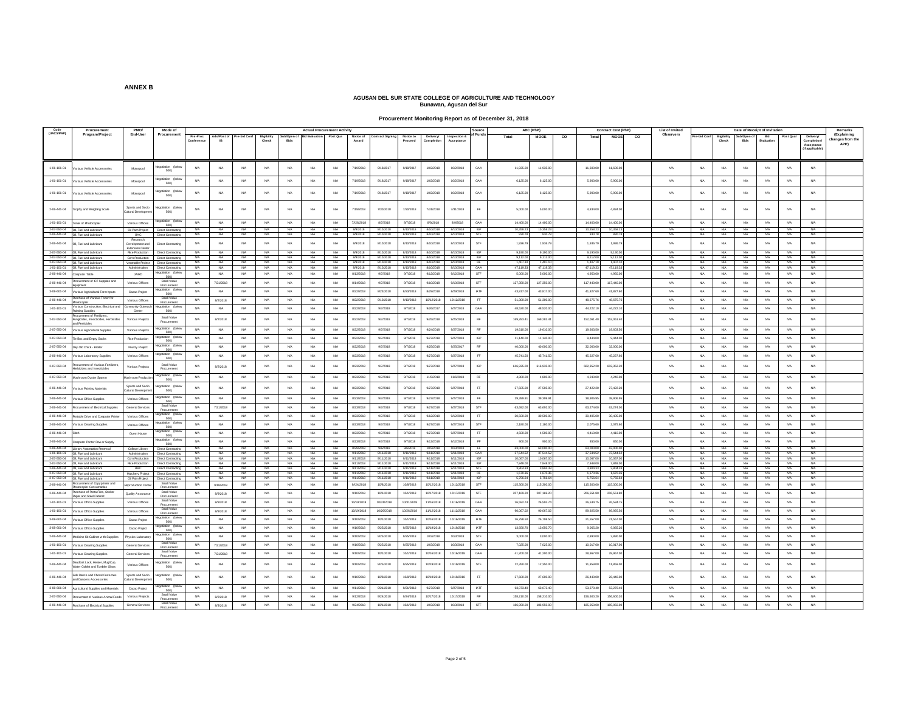**ANNEX B**

**AGUSAN DEL SUR STATE COLLEGE OF AGRICULTURE AND TECHNOLOGY**
**Bunawan, Agusan del Sur**

**Procurement Monitoring Report as of December 31, 2018**

| Code (UACS/PAP) | Procurement Program/Project | PMO/ End-User | Mode of Procurement | Actual Procurement Activity | | | | | | | | | | | | | Source of Funds | ABC (PhP) | | | Contract Cost (PhP) | | | List of Invited Observers | Date of Receipt of Invitation | | | | | | | Remarks (Explaining changes from the APP) |
|---|---|---|---|---|---|---|---|---|---|---|---|---|---|---|---|---|---|---|---|---|---|---|---|---|---|---|---|---|---|---|---|---|
| | | | | Pre-Proc Conference | Ads/Post of IB | Pre-bid Conf | Eligibility Check | Sub/Open of Bids | Bid Evaluation | Post Qua | Notice of Award | Contract Signing | Notice to Proceed | Delivery/ Completion | Inspection & Acceptance | | | Total | MOOE | CO | Total | MOOE | CO | | Pre-bid Conf | Eligibility Check | Sub/Open of Bids | Bid Evaluation | Post Qual | Delivery/ Completion/ Acceptance (If applicable) | |
| 1-01-101-01 | Various Vehicle Accessories | Motorpool | Negotiation (below 50K) | N/A | N/A | N/A | N/A | N/A | N/A | N/A | 7/19/2018 | 9/18/2017 | 9/18/2017 | 10/2/2018 | 10/2/2018 | GAA | 11,935.00 | 11,935.00 | | 11,600.00 | 11,600.00 | | N/A | N/A | N/A | N/A | N/A | N/A | N/A | |
| 1-01-101-01 | Various Vehicle Accessories | Motorpool | Negotiation (below 50K) | N/A | N/A | N/A | N/A | N/A | N/A | N/A | 7/19/2018 | 9/18/2017 | 9/18/2017 | 10/2/2018 | 10/2/2018 | GAA | 6,125.00 | 6,125.00 | | 5,900.00 | 5,900.00 | | N/A | N/A | N/A | N/A | N/A | N/A | N/A | |
| 1-01-101-01 | Various Vehicle Accessories | Motorpool | Negotiation (below 50K) | N/A | N/A | N/A | N/A | N/A | N/A | N/A | 7/19/2018 | 9/18/2017 | 9/18/2017 | 10/2/2018 | 10/2/2018 | GAA | 6,125.00 | 6,125.00 | | 5,900.00 | 5,900.00 | | N/A | N/A | N/A | N/A | N/A | N/A | N/A | |
| 2-06-441-04 | Trophy and Weighing Scale | Sports and Socio Cultural Development | Negotiation (below 50K) | N/A | N/A | N/A | N/A | N/A | N/A | N/A | 7/19/2018 | 7/30/2018 | 7/30/2018 | 7/31/2018 | 7/31/2018 | FF | 5,000.00 | 5,000.00 | | 4,834.00 | 4,834.00 | | N/A | N/A | N/A | N/A | N/A | N/A | N/A | |
| 1-01-101-01 | Toner of Photocopier | Various Offices | Negotiation (below 50K) | N/A | N/A | N/A | N/A | N/A | N/A | N/A | 7/26/2018 | 8/7/2018 | 8/7/2018 | 8/9/2018 | 8/9/2018 | GAA | 14,400.00 | 14,400.00 | | 14,400.00 | 14,400.00 | | N/A | N/A | N/A | N/A | N/A | N/A | N/A | |
| 2-07-550-04 | Oil, Fuel and Lubricant | Oil Palm Project | Direct Contracting | N/A | N/A | N/A | N/A | N/A | N/A | N/A | 8/9/2018 | 8/10/2018 | 8/10/2018 | 8/10/2018 | 8/10/2018 | IGP | 10,358.23 | 10,358.23 | | 10,358.23 | 10,358.23 | | N/A | N/A | N/A | N/A | N/A | N/A | N/A | |
| 2-06-441-04 | Oil, Fuel and Lubricant | BAC | Direct Contracting | N/A | N/A | N/A | N/A | N/A | N/A | N/A | 8/9/2018 | 8/10/2018 | 8/10/2018 | 8/10/2018 | 8/10/2018 | STF | 930.78 | 930.78 | | 930.78 | 930.78 | | N/A | N/A | N/A | N/A | N/A | N/A | N/A | |
| 2-06-441-04 | Oil, Fuel and Lubricant | Research Development and Extension Center | Direct Contracting | N/A | N/A | N/A | N/A | N/A | N/A | N/A | 8/9/2018 | 8/10/2018 | 8/10/2018 | 8/10/2018 | 8/10/2018 | STF | 1,936.79 | 1,936.79 | | 1,936.79 | 1,936.79 | | N/A | N/A | N/A | N/A | N/A | N/A | N/A | |
| 2-07-550-04 | Oil, Fuel and Lubricant | Rice Production | Direct Contracting | N/A | N/A | N/A | N/A | N/A | N/A | N/A | 8/9/2018 | 8/10/2018 | 8/10/2018 | 8/10/2018 | 8/10/2018 | IGP | 9,190.00 | 9,190.00 | | 9,190.00 | 9,190.00 | | N/A | N/A | N/A | N/A | N/A | N/A | N/A | |
| 2-07-550-04 | Oil, Fuel and Lubricant | Corn Production | Direct Contracting | N/A | N/A | N/A | N/A | N/A | N/A | N/A | 8/9/2018 | 8/10/2018 | 8/10/2018 | 8/10/2018 | 8/10/2018 | IGP | 9,112.00 | 9,112.00 | | 9,112.00 | 9,112.00 | | N/A | N/A | N/A | N/A | N/A | N/A | N/A | |
| 2-07-550-04 | Oil, Fuel and Lubricant | Vegetable Project | Direct Contracting | N/A | N/A | N/A | N/A | N/A | N/A | N/A | 8/9/2018 | 8/10/2018 | 8/10/2018 | 8/10/2018 | 8/10/2018 | RF | 1,407.10 | 1,407.10 | | 1,407.10 | 1,407.10 | | N/A | N/A | N/A | N/A | N/A | N/A | N/A | |
| 1-01-101-01 | Oil, Fuel and Lubricant | Administration | Direct Contracting | N/A | N/A | N/A | N/A | N/A | N/A | N/A | 8/9/2018 | 8/10/2018 | 8/10/2018 | 8/10/2018 | 8/10/2018 | GAA | 47,119.33 | 47,119.33 | | 47,119.33 | 47,119.33 | | N/A | N/A | N/A | N/A | N/A | N/A | N/A | |
| 2-06-441-04 | Computer Table | JAIRD | Negotiation (below 50K) | N/A | N/A | N/A | N/A | N/A | N/A | N/A | 8/13/2018 | 8/7/2018 | 8/7/2018 | 8/12/2018 | 8/12/2018 | STF | 5,000.00 | 5,000.00 | | 4,950.00 | 4,950.00 | | N/A | N/A | N/A | N/A | N/A | N/A | N/A | |
| 2-06-441-04 | Procurement of ICT Supplies and Equipment | Various Offices | Small Value Procurement | N/A | 7/21/2018 | N/A | N/A | N/A | N/A | N/A | 8/14/2018 | 9/7/2018 | 9/7/2018 | 9/10/2018 | 9/10/2018 | STF | 127,350.00 | 127,350.00 | | 117,440.00 | 117,440.00 | | N/A | N/A | N/A | N/A | N/A | N/A | N/A | |
| 3-08-601-04 | Various Agricultural Farm Inputs | Cacao Project | Negotiation (below 50K) | N/A | N/A | N/A | N/A | N/A | N/A | N/A | 8/22/2018 | 8/23/2018 | 8/23/2018 | 8/29/2018 | 8/29/2018 | IATF | 43,917.00 | 43,917.00 | | 41,827.60 | 41,827.60 | | N/A | N/A | N/A | N/A | N/A | N/A | N/A | |
| 2-06-441-04 | Purchase of Various Toner for Photocopier | Various Offices | Small Value Procurement | N/A | 8/2/2018 | N/A | N/A | N/A | N/A | N/A | 8/22/2018 | 9/10/2018 | 9/10/2018 | 10/12/2018 | 10/12/2018 | FF | 51,300.00 | 51,300.00 | | 48,675.76 | 48,675.76 | | N/A | N/A | N/A | N/A | N/A | N/A | N/A | |
| 1-01-101-01 | Various Construction, Electrical and Painting Supplies | Community Outreach Center | Negotiation (below 50K) | N/A | N/A | N/A | N/A | N/A | N/A | N/A | 8/22/2018 | 9/7/2018 | 9/7/2018 | 9/26/2017 | 9/27/2018 | GAA | 48,520.00 | 48,520.00 | | 44,222.10 | 44,222.10 | | N/A | N/A | N/A | N/A | N/A | N/A | N/A | |
| 2-07-550-04 | Procurement of Fertilizers, Fungicides, Insecticides, Herbicides and Pesticides | Various Projects | Small Value Procurement | N/A | 8/2/2018 | N/A | N/A | N/A | N/A | N/A | 8/22/2018 | 9/7/2018 | 9/7/2018 | 9/25/2018 | 9/25/2018 | RF | 169,283.41 | 169,283.41 | | 152,061.40 | 152,061.40 | | N/A | N/A | N/A | N/A | N/A | N/A | N/A | |
| 2-07-550-04 | Various Agricultural Supplies | Various Projects | Negotiation (below 50K) | N/A | N/A | N/A | N/A | N/A | N/A | N/A | 8/22/2018 | 9/7/2018 | 9/7/2018 | 9/24/2018 | 9/27/2018 | RF | 19,610.00 | 19,610.00 | | 19,603.50 | 19,603.50 | | N/A | N/A | N/A | N/A | N/A | N/A | N/A | |
| 2-07-550-04 | Tie Box and Empty Sacks | Rice Production | Negotiation (below 50K) | N/A | N/A | N/A | N/A | N/A | N/A | N/A | 8/22/2018 | 9/7/2018 | 9/7/2018 | 9/27/2018 | 9/27/2018 | IGP | 11,140.00 | 11,140.00 | | 9,444.00 | 9,444.00 | | N/A | N/A | N/A | N/A | N/A | N/A | N/A | |
| 2-07-550-04 | Day Old Chick - Broiler | Poultry Project | Negotiation (below 50K) | N/A | N/A | N/A | N/A | N/A | N/A | N/A | 8/22/2018 | 9/7/2018 | 9/7/2018 | 9/25/2018 | 9/25/2017 | RF | 40,000.00 | 40,000.00 | | 32,000.00 | 32,000.00 | | N/A | N/A | N/A | N/A | N/A | N/A | N/A | |
| 2-06-441-04 | Various Laboratory Supplies | Various Offices | Negotiation (below 50K) | N/A | N/A | N/A | N/A | N/A | N/A | N/A | 8/23/2018 | 9/7/2018 | 9/7/2018 | 9/27/2018 | 9/27/2018 | FF | 45,741.50 | 45,741.50 | | 45,227.60 | 45,227.60 | | N/A | N/A | N/A | N/A | N/A | N/A | N/A | |
| 2-07-550-04 | Procurement of Various Fertilizers, Herbicides and Insecticides | Various Projects | Small Value Procurement | N/A | 8/2/2018 | N/A | N/A | N/A | N/A | N/A | 8/23/2018 | 9/7/2018 | 9/7/2018 | 9/27/2018 | 9/27/2018 | IGP | 616,935.00 | 616,935.00 | | 602,352.20 | 602,352.20 | | N/A | N/A | N/A | N/A | N/A | N/A | N/A | |
| 2-07-550-04 | Mushroom Oyster Spawn | Mushroom Production | Negotiation (below 50K) | N/A | N/A | N/A | N/A | N/A | N/A | N/A | 8/23/2018 | 9/7/2018 | 9/7/2018 | 11/5/2018 | 11/6/2018 | RF | 4,500.00 | 4,500.00 | | 4,240.00 | 4,240.00 | | N/A | N/A | N/A | N/A | N/A | N/A | N/A | |
| 2-06-441-04 | Various Painting Materials | Sports and Socio Cultural Development | Negotiation (below 50K) | N/A | N/A | N/A | N/A | N/A | N/A | N/A | 8/23/2018 | 9/7/2018 | 9/7/2018 | 9/27/2018 | 9/27/2018 | FF | 27,505.00 | 27,505.00 | | 27,422.20 | 27,422.20 | | N/A | N/A | N/A | N/A | N/A | N/A | N/A | |
| 2-06-441-04 | Various Office Supplies | Various Offices | Negotiation (below 50K) | N/A | N/A | N/A | N/A | N/A | N/A | N/A | 8/23/2018 | 9/7/2018 | 9/7/2018 | 9/27/2018 | 9/27/2018 | FF | 39,399.91 | 39,399.91 | | 38,906.95 | 38,906.95 | | N/A | N/A | N/A | N/A | N/A | N/A | N/A | |
| 2-06-441-04 | Procurement of Electrical Supplies | General Services | Small Value Procurement | N/A | 7/21/2018 | N/A | N/A | N/A | N/A | N/A | 8/23/2018 | 9/7/2018 | 9/7/2018 | 9/27/2018 | 9/27/2018 | STF | 63,692.00 | 63,692.00 | | 63,274.00 | 63,274.00 | | N/A | N/A | N/A | N/A | N/A | N/A | N/A | |
| 2-06-441-04 | Portable Drive and Computer Printer | Various Offices | Negotiation (below 50K) | N/A | N/A | N/A | N/A | N/A | N/A | N/A | 8/23/2018 | 9/7/2018 | 9/7/2018 | 8/12/2018 | 8/12/2018 | FF | 30,500.00 | 30,500.00 | | 30,405.00 | 30,405.00 | | N/A | N/A | N/A | N/A | N/A | N/A | N/A | |
| 2-06-441-04 | Various Cleaning Supplies | Various Offices | Negotiation (below 50K) | N/A | N/A | N/A | N/A | N/A | N/A | N/A | 8/23/2018 | 9/7/2018 | 9/7/2018 | 9/27/2018 | 9/27/2018 | STF | 2,180.00 | 2,180.00 | | 2,075.60 | 2,075.60 | | N/A | N/A | N/A | N/A | N/A | N/A | N/A | |
| 2-06-441-04 | Cloth | Guest House | Negotiation (below 50K) | N/A | N/A | N/A | N/A | N/A | N/A | N/A | 8/23/2018 | 9/7/2018 | 9/7/2018 | 9/27/2018 | 9/27/2018 | FF | 4,500.00 | 4,500.00 | | 4,410.00 | 4,410.00 | | N/A | N/A | N/A | N/A | N/A | N/A | N/A | |
| 2-06-441-04 | Computer Printer Power Supply | Various Offices | Negotiation (below 50K) | N/A | N/A | N/A | N/A | N/A | N/A | N/A | 8/23/2018 | 9/7/2018 | 9/7/2018 | 8/12/2018 | 8/12/2018 | FF | 900.00 | 900.00 | | 850.00 | 850.00 | | N/A | N/A | N/A | N/A | N/A | N/A | N/A | |
| 2-06-441-04 | Library Automation Renewal | College Library | Direct Contracting | N/A | N/A | N/A | N/A | N/A | N/A | N/A | 8/29/2018 | 9/6/2018 | 9/6/2018 | 10/3/2018 | 10/3/2018 | FF | 63,000.00 | 63,000.00 | | 63,000.00 | 63,000.00 | | N/A | N/A | N/A | N/A | N/A | N/A | N/A | |
| 1-01-101-01 | Oil, Fuel and Lubricant | Administration | Direct Contracting | N/A | N/A | N/A | N/A | N/A | N/A | N/A | 9/11/2018 | 9/11/2018 | 9/11/2018 | 9/11/2018 | 9/11/2018 | GAA | 37,544.52 | 37,544.52 | | 37,544.52 | 37,544.52 | | N/A | N/A | N/A | N/A | N/A | N/A | N/A | |
| 2-07-550-04 | Oil, Fuel and Lubricant | Corn Production | Direct Contracting | N/A | N/A | N/A | N/A | N/A | N/A | N/A | 9/11/2018 | 9/11/2018 | 9/11/2018 | 9/11/2018 | 9/11/2018 | IGP | 10,067.00 | 10,067.00 | | 10,067.00 | 10,067.00 | | N/A | N/A | N/A | N/A | N/A | N/A | N/A | |
| 2-07-550-04 | Oil, Fuel and Lubricant | Rice Production | Direct Contracting | N/A | N/A | N/A | N/A | N/A | N/A | N/A | 9/11/2018 | 9/11/2018 | 9/11/2018 | 9/11/2018 | 9/11/2018 | IGP | 7,948.00 | 7,948.00 | | 7,948.00 | 7,948.00 | | N/A | N/A | N/A | N/A | N/A | N/A | N/A | |
| 2-06-441-04 | Oil, Fuel and Lubricant | BAC | Direct Contracting | N/A | N/A | N/A | N/A | N/A | N/A | N/A | 9/11/2018 | 9/11/2018 | 9/11/2018 | 9/11/2018 | 9/11/2018 | STF | 3,604.33 | 3,604.33 | | 3,604.33 | 3,604.33 | | N/A | N/A | N/A | N/A | N/A | N/A | N/A | |
| 2-07-550-04 | Oil, Fuel and Lubricant | Hatchery Project | Direct Contracting | N/A | N/A | N/A | N/A | N/A | N/A | N/A | 9/11/2018 | 9/11/2018 | 9/11/2018 | 9/11/2018 | 9/11/2018 | RF | 1,670.36 | 1,670.36 | | 1,670.36 | 1,670.36 | | N/A | N/A | N/A | N/A | N/A | N/A | N/A | |
| 2-07-550-04 | Oil, Fuel and Lubricant | Oil Palm Project | Direct Contracting | N/A | N/A | N/A | N/A | N/A | N/A | N/A | 9/11/2018 | 9/11/2018 | 9/11/2018 | 9/11/2018 | 9/11/2018 | IGP | 5,756.64 | 5,756.64 | | 5,756.64 | 5,756.64 | | N/A | N/A | N/A | N/A | N/A | N/A | N/A | |
| 2-06-441-04 | Procurement of Copyprinter and Photocopier Consumables | Reproduction Center | Small Value Procurement | N/A | 9/10/2018 | N/A | N/A | N/A | N/A | N/A | 8/24/2018 | 10/8/2018 | 10/8/2018 | 10/12/2018 | 10/12/2018 | STF | 115,300.00 | 115,300.00 | | 115,300.00 | 115,300.00 | | N/A | N/A | N/A | N/A | N/A | N/A | N/A | |
| 2-06-441-04 | Purchase of Rons Files, Sticker Paper and Steel Cabinet | Quality Assurance | Small Value Procurement | N/A | 8/9/2018 | N/A | N/A | N/A | N/A | N/A | 9/10/2018 | 10/1/2018 | 10/1/2018 | 10/17/2018 | 10/17/2018 | STF | 207,169.20 | 207,169.20 | | 206,551.80 | 206,551.80 | | N/A | N/A | N/A | N/A | N/A | N/A | N/A | |
| 1-01-101-01 | Various Office Supplies | Various Offices | Small Value Procurement | N/A | 8/9/2018 | N/A | N/A | N/A | N/A | N/A | 10/19/2018 | 10/31/2018 | 10/31/2018 | 11/16/2018 | 11/16/2018 | GAA | 26,592.74 | 26,592.74 | | 26,534.75 | 26,534.75 | | N/A | N/A | N/A | N/A | N/A | N/A | N/A | |
| 1-01-101-01 | Various Office Supplies | Various Offices | Small Value Procurement | N/A | 8/9/2018 | N/A | N/A | N/A | N/A | N/A | 10/19/2018 | 10/26/2018 | 10/26/2018 | 11/12/2018 | 11/12/2018 | GAA | 90,067.62 | 90,067.62 | | 89,925.50 | 89,925.50 | | N/A | N/A | N/A | N/A | N/A | N/A | N/A | |
| 3-08-601-04 | Various Office Supplies | Cacao Project | Negotiation (below 50K) | N/A | N/A | N/A | N/A | N/A | N/A | N/A | 9/10/2018 | 10/1/2018 | 10/1/2018 | 10/16/2018 | 10/16/2018 | IATF | 26,798.50 | 26,798.50 | | 21,557.00 | 21,557.00 | | N/A | N/A | N/A | N/A | N/A | N/A | N/A | |
| 3-08-601-04 | Various Office Supplies | Cacao Project | Negotiation (below 50K) | N/A | N/A | N/A | N/A | N/A | N/A | N/A | 9/10/2018 | 9/25/2018 | 9/25/2018 | 10/19/2018 | 10/19/2018 | IATF | 13,650.70 | 13,650.70 | | 9,065.20 | 9,065.20 | | N/A | N/A | N/A | N/A | N/A | N/A | N/A | |
| 2-06-441-04 | Medicine Kit Cabinet with Supplies | Physics Laboratory | Negotiation (below 50K) | N/A | N/A | N/A | N/A | N/A | N/A | N/A | 9/10/2018 | 9/25/2018 | 9/25/2018 | 10/3/2018 | 10/3/2018 | STF | 3,000.00 | 3,000.00 | | 2,890.00 | 2,890.00 | | N/A | N/A | N/A | N/A | N/A | N/A | N/A | |
| 1-01-101-01 | Various Cleaning Supplies | General Services | Small Value Procurement | N/A | 7/21/2018 | N/A | N/A | N/A | N/A | N/A | 9/10/2018 | 9/25/2018 | 9/25/2018 | 10/3/2018 | 10/3/2018 | GAA | 7,025.00 | 7,025.00 | | 10,017.00 | 10,017.00 | | N/A | N/A | N/A | N/A | N/A | N/A | N/A | |
| 1-01-101-01 | Various Cleaning Supplies | General Services | Small Value Procurement | N/A | 7/21/2018 | N/A | N/A | N/A | N/A | N/A | 9/10/2018 | 10/1/2018 | 10/1/2018 | 10/16/2018 | 10/16/2018 | GAA | 41,200.00 | 41,200.00 | | 28,867.00 | 28,867.00 | | N/A | N/A | N/A | N/A | N/A | N/A | N/A | |
| 2-06-441-04 | Deadbolt Lock, Heater, Mug/Cup, Water Goblet and Tumbler Glass | Various Offices | Negotiation (below 50K) | N/A | N/A | N/A | N/A | N/A | N/A | N/A | 9/10/2018 | 9/25/2018 | 9/25/2018 | 10/19/2018 | 10/19/2018 | STF | 12,350.00 | 12,350.00 | | 11,859.00 | 11,859.00 | | N/A | N/A | N/A | N/A | N/A | N/A | N/A | |
| 2-06-441-04 | Folk Dance and Choral Costumes and Dancers Accessories | Sports and Socio Cultural Development | Negotiation (below 50K) | N/A | N/A | N/A | N/A | N/A | N/A | N/A | 9/10/2018 | 10/8/2018 | 10/8/2018 | 10/19/2018 | 10/19/2018 | FF | 27,600.00 | 27,600.00 | | 26,440.00 | 26,440.00 | | N/A | N/A | N/A | N/A | N/A | N/A | N/A | |
| 3-08-601-04 | Agricultural Supplies and Materials | Cacao Project | Negotiation (below 50K) | N/A | N/A | N/A | N/A | N/A | N/A | N/A | 9/11/2018 | 9/21/2018 | 9/21/2018 | 9/27/2018 | 9/27/2018 | IATF | 63,073.40 | 63,073.40 | | 53,270.40 | 53,270.40 | | N/A | N/A | N/A | N/A | N/A | N/A | N/A | |
| 2-07-550-04 | Procurement of Various Animal Feeds | Various Projects | Small Value Procurement | N/A | 8/2/2018 | N/A | N/A | N/A | N/A | N/A | 9/12/2018 | 9/24/2018 | 9/24/2018 | 10/17/2018 | 10/17/2018 | RF | 158,210.00 | 158,210.00 | | 156,600.00 | 156,600.00 | | N/A | N/A | N/A | N/A | N/A | N/A | N/A | |
| 2-06-441-04 | Purchase of Electrical Supplies | General Services | Small Value Procurement | N/A | 8/3/2018 | N/A | N/A | N/A | N/A | N/A | 9/24/2018 | 10/1/2018 | 10/1/2018 | 10/3/2018 | 10/3/2018 | STF | 186,950.00 | 186,950.00 | | 185,050.00 | 185,050.00 | | N/A | N/A | N/A | N/A | N/A | N/A | N/A | |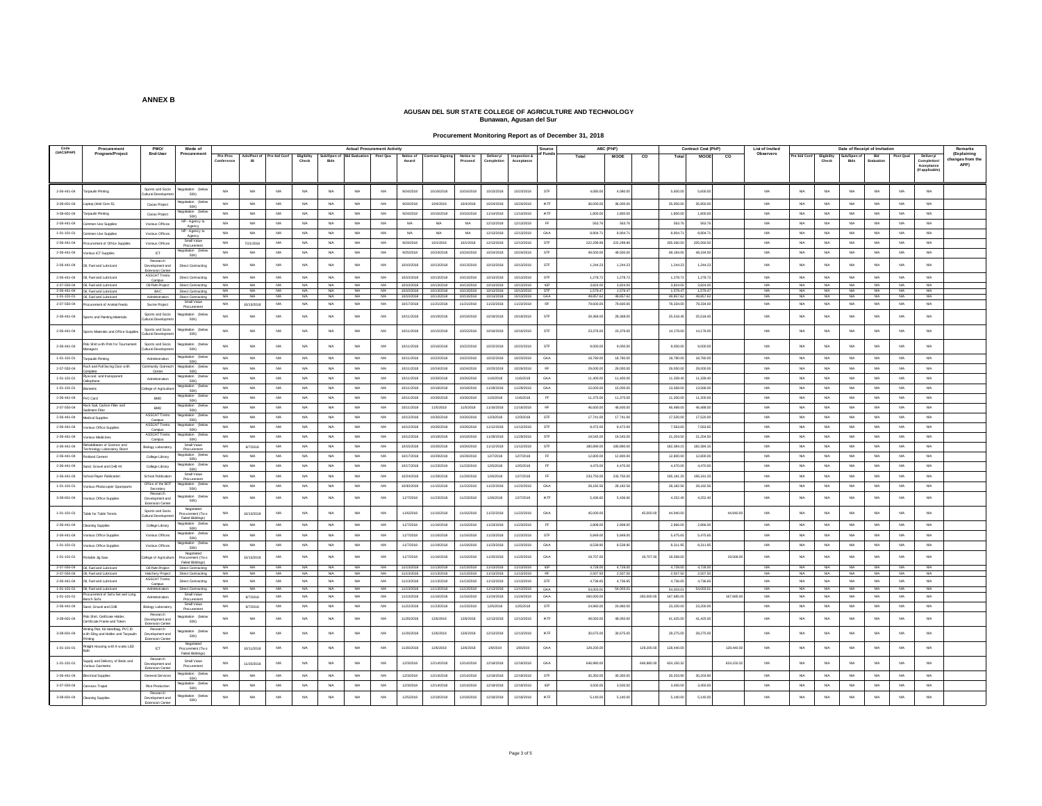**ANNEX B**

**AGUSAN DEL SUR STATE COLLEGE OF AGRICULTURE AND TECHNOLOGY**
**Bunawan, Agusan del Sur**

**Procurement Monitoring Report as of December 31, 2018**

| Code (UACS/PAP) | Procurement Program/Project | PMO/ End-User | Mode of Procurement | Actual Procurement Activity | | | | | | | | | | | | | Source of Funds | ABC (PhP) | | | Contract Cost (PhP) | | | List of Invited Observers | Date of Receipt of Invitation | | | | | | | Remarks (Explaining changes from the APP) |
|---|---|---|---|---|---|---|---|---|---|---|---|---|---|---|---|---|---|---|---|---|---|---|---|---|---|---|---|---|---|---|---|---|
| | | | | Pre-Proc Conference | Ads/Post of IB | Pre-bid Conf | Eligibility Check | Sub/Open of Bids | Bid Evaluation | Post Qua | Notice of Award | Contract Signing | Notice to Proceed | Delivery/ Completion | Inspection & Acceptance | | Total | MOOE | CO | Total | MOOE | CO | | Pre-bid Conf | Eligibility Check | Sub/Open of Bids | Bid Evaluation | Post Qual | Delivery/ Completion/ Acceptance (If applicable) | |
| 2-06-441-04 | Tarpaulin Printing | Sports and Socio Cultural Development | Negotiation (below 50K) | N/A | N/A | N/A | N/A | N/A | N/A | N/A | 9/24/2018 | 10/16/2018 | 10/16/2018 | 10/23/2018 | 10/23/2018 | STF | 4,080.00 | 4,080.00 | | 5,600.00 | 5,600.00 | | N/A | N/A | N/A | N/A | N/A | N/A | N/A | |
| 3-08-601-04 | Laptop (Intel Core i5) | Cacao Project | Negotiation (below 50K) | N/A | N/A | N/A | N/A | N/A | N/A | N/A | 9/24/2018 | 10/4/2018 | 10/4/2018 | 10/24/2018 | 10/24/2018 | IATF | 36,000.00 | 36,000.00 | | 35,950.00 | 35,950.00 | | N/A | N/A | N/A | N/A | N/A | N/A | N/A | |
| 3-08-601-04 | Tarpaulin Printing | Cacao Project | Negotiation (below 50K) | N/A | N/A | N/A | N/A | N/A | N/A | N/A | 9/24/2018 | 10/16/2018 | 10/16/2018 | 11/14/2018 | 11/14/2018 | IATF | 1,800.00 | 1,800.00 | | 1,800.00 | 1,800.00 | | N/A | N/A | N/A | N/A | N/A | N/A | N/A | |
| 2-06-441-04 | Common-Use Supplies | Various Offices | NP- Agency to Agency | N/A | N/A | N/A | N/A | N/A | N/A | N/A | N/A | N/A | N/A | 12/13/2018 | 12/13/2018 | FF | 563.76 | 563.76 | | 563.76 | 563.76 | | N/A | N/A | N/A | N/A | N/A | N/A | N/A | |
| 1-01-101-01 | Common-Use Supplies | Various Offices | NP- Agency to Agency | N/A | N/A | N/A | N/A | N/A | N/A | N/A | N/A | N/A | N/A | 12/13/2018 | 12/13/2018 | GAA | 8,904.71 | 8,904.71 | | 8,904.71 | 8,904.71 | | N/A | N/A | N/A | N/A | N/A | N/A | N/A | |
| 2-06-441-04 | Procurement of Office Supplies | Various Offices | Small Value Procurement | N/A | 7/21/2018 | N/A | N/A | N/A | N/A | N/A | 9/24/2018 | 10/1/2018 | 10/1/2018 | 12/13/2018 | 12/13/2018 | STF | 222,298.96 | 222,298.96 | | 205,560.50 | 205,560.50 | | N/A | N/A | N/A | N/A | N/A | N/A | N/A | |
| 2-06-441-04 | Various ICT Supplies | ICT | Negotiation (below 50K) | N/A | N/A | N/A | N/A | N/A | N/A | N/A | 9/25/2018 | 10/24/2018 | 10/24/2018 | 10/24/2018 | 10/24/2018 | STF | 49,500.00 | 49,500.00 | | 48,194.00 | 48,194.00 | | N/A | N/A | N/A | N/A | N/A | N/A | N/A | |
| 2-06-441-04 | Oil, Fuel and Lubricant | Research Development and Extension Center | Direct Contracting | N/A | N/A | N/A | N/A | N/A | N/A | N/A | 10/10/2018 | 10/13/2018 | 10/13/2018 | 10/13/2018 | 10/13/2018 | STF | 1,244.23 | 1,244.23 | | 1,244.23 | 1,244.23 | | N/A | N/A | N/A | N/A | N/A | N/A | N/A | |
| 2-06-441-04 | Oil, Fuel and Lubricant | ASSCAT Trento Campus | Direct Contracting | N/A | N/A | N/A | N/A | N/A | N/A | N/A | 10/10/2018 | 10/13/2018 | 10/13/2018 | 10/13/2018 | 10/13/2018 | STF | 1,278.72 | 1,278.72 | | 1,278.72 | 1,278.72 | | N/A | N/A | N/A | N/A | N/A | N/A | N/A | |
| 2-07-559-04 | Oil, Fuel and Lubricant | Oil Palm Project | Direct Contracting | N/A | N/A | N/A | N/A | N/A | N/A | N/A | 10/10/2018 | 10/13/2018 | 10/13/2018 | 10/13/2018 | 10/13/2018 | IGP | 3,824.00 | 3,824.00 | | 3,824.00 | 3,824.00 | | N/A | N/A | N/A | N/A | N/A | N/A | N/A | |
| 2-06-441-04 | Oil, Fuel and Lubricant | BAC | Direct Contracting | N/A | N/A | N/A | N/A | N/A | N/A | N/A | 10/10/2018 | 10/13/2018 | 10/13/2018 | 10/13/2018 | 10/13/2018 | STF | 1,579.47 | 1,579.47 | | 1,579.47 | 1,579.47 | | N/A | N/A | N/A | N/A | N/A | N/A | N/A | |
| 1-01-101-01 | Oil, Fuel and Lubricant | Administration | Direct Contracting | N/A | N/A | N/A | N/A | N/A | N/A | N/A | 10/10/2018 | 10/13/2018 | 10/13/2018 | 10/13/2018 | 10/13/2018 | GAA | 49,657.62 | 49,657.62 | | 49,657.62 | 49,657.62 | | N/A | N/A | N/A | N/A | N/A | N/A | N/A | |
| 2-07-559-04 | Procurement of Animal Feeds | Swine Project | Small Value Procurement | N/A | 10/13/2018 | N/A | N/A | N/A | N/A | N/A | 10/17/2018 | 11/21/2018 | 11/21/2018 | 11/22/2018 | 11/22/2018 | RF | 79,600.00 | 79,600.00 | | 78,334.00 | 78,334.00 | | N/A | N/A | N/A | N/A | N/A | N/A | N/A | |
| 2-06-441-04 | Sports and Painting Materials | Sports and Socio Cultural Development | Negotiation (below 50K) | N/A | N/A | N/A | N/A | N/A | N/A | N/A | 10/11/2018 | 10/19/2018 | 10/19/2018 | 10/19/2018 | 10/19/2018 | STF | 28,368.00 | 28,368.00 | | 25,516.45 | 25,516.45 | | N/A | N/A | N/A | N/A | N/A | N/A | N/A | |
| 2-06-441-04 | Sports Materials and Office Supplies | Sports and Socio Cultural Development | Negotiation (below 50K) | N/A | N/A | N/A | N/A | N/A | N/A | N/A | 10/11/2018 | 10/15/2018 | 10/15/2018 | 10/16/2018 | 10/16/2018 | STF | 23,376.00 | 23,376.00 | | 14,178.00 | 14,178.00 | | N/A | N/A | N/A | N/A | N/A | N/A | N/A | |
| 2-06-441-04 | Polo Shirt with Print for Tournament Managers | Sports and Socio Cultural Development | Negotiation (below 50K) | N/A | N/A | N/A | N/A | N/A | N/A | N/A | 10/11/2018 | 10/16/2018 | 10/22/2018 | 10/22/2018 | 10/22/2018 | STF | 9,000.00 | 9,000.00 | | 9,000.00 | 9,000.00 | | N/A | N/A | N/A | N/A | N/A | N/A | N/A | |
| 1-01-101-01 | Tarpaulin Printing | Administration | Negotiation (below 50K) | N/A | N/A | N/A | N/A | N/A | N/A | N/A | 10/11/2018 | 10/22/2018 | 10/22/2018 | 10/22/2018 | 10/22/2018 | GAA | 18,780.00 | 18,780.00 | | 18,780.00 | 18,780.00 | | N/A | N/A | N/A | N/A | N/A | N/A | N/A | |
| 2-07-559-04 | Push and Pull Swing Door with Complete | Community Outreach Center | Negotiation (below 50K) | N/A | N/A | N/A | N/A | N/A | N/A | N/A | 10/11/2018 | 10/24/2018 | 10/24/2018 | 10/25/2018 | 10/26/2018 | RF | 29,000.00 | 29,000.00 | | 29,000.00 | 29,000.00 | | N/A | N/A | N/A | N/A | N/A | N/A | N/A | |
| 1-01-101-01 | Plywood and transparent Cellophane | Administration | Negotiation (below 50K) | N/A | N/A | N/A | N/A | N/A | N/A | N/A | 10/11/2018 | 10/26/2018 | 10/26/2018 | 11/6/2018 | 11/6/2018 | GAA | 11,400.00 | 11,400.00 | | 11,339.40 | 11,339.40 | | N/A | N/A | N/A | N/A | N/A | N/A | N/A | |
| 1-01-101-01 | Biometric | College of Agriculture | Negotiation (below 50K) | N/A | N/A | N/A | N/A | N/A | N/A | N/A | 10/11/2018 | 10/18/2018 | 10/18/2018 | 11/28/2018 | 11/29/2018 | GAA | 15,000.00 | 15,000.00 | | 13,560.00 | 13,560.00 | | N/A | N/A | N/A | N/A | N/A | N/A | N/A | |
| 2-06-441-04 | PVC Card | BMD | Negotiation (below 50K) | N/A | N/A | N/A | N/A | N/A | N/A | N/A | 10/11/2018 | 10/26/2018 | 10/26/2018 | 11/5/2018 | 11/6/2018 | FF | 11,375.00 | 11,375.00 | | 11,200.00 | 11,200.00 | | N/A | N/A | N/A | N/A | N/A | N/A | N/A | |
| 2-07-559-04 | Rock Salt, Carbon Filter and Sediment Filter | BMD | Negotiation (below 50K) | N/A | N/A | N/A | N/A | N/A | N/A | N/A | 10/11/2018 | 11/5/2018 | 11/5/2018 | 11/16/2018 | 11/16/2018 | RF | 46,600.00 | 46,600.00 | | 46,488.00 | 46,488.00 | | N/A | N/A | N/A | N/A | N/A | N/A | N/A | |
| 2-06-441-04 | Medical Supplies | ASSCAT Trento Campus | Negotiation (below 50K) | N/A | N/A | N/A | N/A | N/A | N/A | N/A | 10/12/2018 | 10/26/2018 | 10/26/2018 | 12/3/2018 | 12/3/2018 | STF | 17,741.00 | 17,741.00 | | 17,520.00 | 17,520.00 | | N/A | N/A | N/A | N/A | N/A | N/A | N/A | |
| 2-06-441-04 | Various Office Supplies | ASSCAT Trento Campus | Negotiation (below 50K) | N/A | N/A | N/A | N/A | N/A | N/A | N/A | 10/12/2018 | 10/26/2018 | 10/26/2018 | 11/12/2018 | 11/12/2018 | STF | 8,472.00 | 8,472.00 | | 7,563.65 | 7,563.65 | | N/A | N/A | N/A | N/A | N/A | N/A | N/A | |
| 2-06-441-04 | Various Medicines | ASSCAT Trento Campus | Negotiation (below 50K) | N/A | N/A | N/A | N/A | N/A | N/A | N/A | 10/12/2018 | 10/18/2018 | 10/18/2018 | 11/28/2018 | 11/28/2018 | STF | 19,545.00 | 19,545.00 | | 21,204.50 | 21,204.50 | | N/A | N/A | N/A | N/A | N/A | N/A | N/A | |
| 2-06-441-04 | Rehabilitation of Science and Technology Laboratory Room | Biology Laboratory | Small Value Procurement | N/A | 9/7/2018 | N/A | N/A | N/A | N/A | N/A | 10/15/2018 | 10/26/2018 | 10/26/2018 | 11/12/2018 | 11/12/2018 | STF | 180,890.00 | 180,890.00 | | 182,384.15 | 182,384.15 | | N/A | N/A | N/A | N/A | N/A | N/A | N/A | |
| 2-06-441-04 | Portland Cement | College Library | Negotiation (below 50K) | N/A | N/A | N/A | N/A | N/A | N/A | N/A | 10/17/2018 | 10/29/2018 | 10/29/2018 | 12/7/2018 | 12/7/2018 | FF | 12,800.00 | 12,800.00 | | 12,800.00 | 12,800.00 | | N/A | N/A | N/A | N/A | N/A | N/A | N/A | |
| 2-06-441-04 | Sand, Gravel and CHB #4 | College Library | Negotiation (below 50K) | N/A | N/A | N/A | N/A | N/A | N/A | N/A | 10/17/2018 | 11/23/2018 | 11/23/2018 | 12/5/2018 | 12/5/2018 | FF | 4,470.00 | 4,470.00 | | 4,470.00 | 4,470.00 | | N/A | N/A | N/A | N/A | N/A | N/A | N/A | |
| 2-06-441-04 | School Paper Publication | School Publication | Small Value Procurement | N/A | N/A | N/A | N/A | N/A | N/A | N/A | 10/24/2018 | 11/29/2018 | 11/29/2018 | 12/6/2018 | 12/7/2018 | FF | 233,750.00 | 233,750.00 | | 195,181.25 | 195,181.25 | | N/A | N/A | N/A | N/A | N/A | N/A | N/A | |
| 1-01-101-01 | Various Photocopier Spareparts | Office of the BOT Secretary | Negotiation (below 50K) | N/A | N/A | N/A | N/A | N/A | N/A | N/A | 10/30/2018 | 11/15/2018 | 11/15/2018 | 11/22/2018 | 11/22/2018 | GAA | 28,182.56 | 28,182.56 | | 28,182.56 | 28,182.56 | | N/A | N/A | N/A | N/A | N/A | N/A | N/A | |
| 3-08-601-04 | Various Office Supplies | Research Development and Extension Center | Negotiation (below 50K) | N/A | N/A | N/A | N/A | N/A | N/A | N/A | 11/7/2018 | 11/23/2018 | 11/23/2018 | 12/6/2018 | 12/7/2018 | IATF | 5,436.60 | 5,436.60 | | 4,252.40 | 4,252.40 | | N/A | N/A | N/A | N/A | N/A | N/A | N/A | |
| 1-01-101-01 | Table for Table Tennis | Sports and Socio Cultural Development | Negotiated Procurement (Two Failed Biddings) | N/A | 10/13/2018 | N/A | N/A | N/A | N/A | N/A | 11/6/2018 | 11/16/2018 | 11/16/2018 | 11/23/2018 | 11/23/2018 | GAA | 45,000.00 | | 45,000.00 | 44,940.00 | | 44,940.00 | N/A | N/A | N/A | N/A | N/A | N/A | N/A | |
| 2-06-441-04 | Cleaning Supplies | College Library | Negotiation (below 50K) | N/A | N/A | N/A | N/A | N/A | N/A | N/A | 11/7/2018 | 11/16/2018 | 11/16/2018 | 11/23/2018 | 11/23/2018 | FF | 2,908.00 | 2,908.00 | | 2,866.00 | 2,866.00 | | N/A | N/A | N/A | N/A | N/A | N/A | N/A | |
| 2-06-441-04 | Various Office Supplies | Various Offices | Negotiation (below 50K) | N/A | N/A | N/A | N/A | N/A | N/A | N/A | 11/7/2018 | 11/16/2018 | 11/16/2018 | 11/23/2018 | 11/23/2018 | STF | 5,849.00 | 5,849.00 | | 5,475.65 | 5,475.65 | | N/A | N/A | N/A | N/A | N/A | N/A | N/A | |
| 1-01-101-01 | Various Office Supplies | Various Offices | Negotiation (below 50K) | N/A | N/A | N/A | N/A | N/A | N/A | N/A | 11/7/2018 | 11/19/2018 | 11/19/2018 | 11/23/2018 | 11/23/2018 | GAA | 8,539.90 | 8,539.90 | | 8,311.95 | 8,311.95 | | N/A | N/A | N/A | N/A | N/A | N/A | N/A | |
| 1-01-101-01 | Portable Jig Saw | College of Agriculture | Negotiated Procurement (Two Failed Biddings) | N/A | 10/13/2018 | N/A | N/A | N/A | N/A | N/A | 11/7/2018 | 11/16/2018 | 11/16/2018 | 11/20/2018 | 11/20/2018 | GAA | 19,707.00 | | 19,707.00 | 19,568.00 | | 19,568.00 | N/A | N/A | N/A | N/A | N/A | N/A | N/A | |
| 2-07-559-04 | Oil, Fuel and Lubricant | Oil Palm Project | Direct Contracting | N/A | N/A | N/A | N/A | N/A | N/A | N/A | 11/13/2018 | 11/13/2018 | 11/13/2018 | 11/13/2018 | 11/13/2018 | IGP | 4,728.00 | 4,728.00 | | 4,728.00 | 4,728.00 | | N/A | N/A | N/A | N/A | N/A | N/A | N/A | |
| 2-07-559-04 | Oil, Fuel and Lubricant | Hatchery Project | Direct Contracting | N/A | N/A | N/A | N/A | N/A | N/A | N/A | 11/13/2018 | 11/13/2018 | 11/13/2018 | 11/13/2018 | 11/13/2018 | RF | 2,507.50 | 2,507.50 | | 2,507.50 | 2,507.50 | | N/A | N/A | N/A | N/A | N/A | N/A | N/A | |
| 2-06-441-04 | Oil, Fuel and Lubricant | ASSCAT Trento Campus | Direct Contracting | N/A | N/A | N/A | N/A | N/A | N/A | N/A | 11/13/2018 | 11/13/2018 | 11/13/2018 | 11/13/2018 | 11/13/2018 | STF | 4,736.65 | 4,736.65 | | 4,736.65 | 4,736.65 | | N/A | N/A | N/A | N/A | N/A | N/A | N/A | |
| 1-01-101-01 | Oil, Fuel and Lubricant | Administration | Direct Contracting | N/A | N/A | N/A | N/A | N/A | N/A | N/A | 11/13/2018 | 11/13/2018 | 11/13/2018 | 11/13/2018 | 11/13/2018 | GAA | 54,003.01 | 54,003.01 | | 54,003.01 | 54,003.01 | | N/A | N/A | N/A | N/A | N/A | N/A | N/A | |
| 1-01-101-01 | Procurement of Sofa Set and Long Bench Sofa | Administration | Small Value Procurement | N/A | 9/7/2018 | N/A | N/A | N/A | N/A | N/A | 11/13/2018 | 11/16/2018 | 11/16/2018 | 11/24/2018 | 11/24/2018 | GAA | 260,000.00 | | 260,000.00 | 167,685.00 | | 167,685.00 | N/A | N/A | N/A | N/A | N/A | N/A | N/A | |
| 2-06-441-04 | Sand, Gravel and CHB | Biology Laboratory | Small Value Procurement | N/A | 9/7/2018 | N/A | N/A | N/A | N/A | N/A | 11/22/2018 | 11/23/2018 | 11/23/2018 | 12/5/2018 | 12/5/2018 | STF | 24,960.00 | 24,960.00 | | 23,200.00 | 23,200.00 | | N/A | N/A | N/A | N/A | N/A | N/A | N/A | |
| 3-08-601-04 | Polo Shirt, Certificate Holder, Certificate Frame and Token | Research Development and Extension Center | Negotiation (below 50K) | N/A | N/A | N/A | N/A | N/A | N/A | N/A | 11/26/2018 | 12/6/2018 | 12/6/2018 | 12/13/2018 | 12/13/2018 | IATF | 48,050.00 | 48,050.00 | | 41,425.00 | 41,425.00 | | N/A | N/A | N/A | N/A | N/A | N/A | N/A | |
| 3-08-601-04 | Writing Pad, Kit Handbag, PVC ID with Sling and Holder and Tarpaulin Printing | Research Development and Extension Center | Negotiation (below 50K) | N/A | N/A | N/A | N/A | N/A | N/A | N/A | 11/26/2018 | 12/6/2018 | 12/6/2018 | 12/13/2018 | 12/13/2018 | IATF | 30,675.00 | 30,675.00 | | 28,275.00 | 28,275.00 | | N/A | N/A | N/A | N/A | N/A | N/A | N/A | |
| 1-01-101-01 | Pinlight Housing with 9 watts LED Bulb | ICT | Negotiated Procurement (Two Failed Biddings) | N/A | 10/11/2018 | N/A | N/A | N/A | N/A | N/A | 11/26/2018 | 12/6/2018 | 12/6/2018 | 1/8/2019 | 1/8/2019 | GAA | 129,200.00 | | 129,200.00 | 128,440.00 | | 128,440.00 | N/A | N/A | N/A | N/A | N/A | N/A | N/A | |
| 1-01-101-01 | Supply and Delivery of Beds and Various Garments | Research Development and Extension Center | Small Value Procurement | N/A | 11/20/2018 | N/A | N/A | N/A | N/A | N/A | 12/3/2018 | 12/14/2018 | 12/14/2018 | 12/18/2018 | 12/18/2018 | GAA | 646,980.00 | | 646,980.00 | 624,150.32 | | 624,150.32 | N/A | N/A | N/A | N/A | N/A | N/A | N/A | |
| 2-06-441-04 | Electrical Supplies | General Services | Negotiation (below 50K) | N/A | N/A | N/A | N/A | N/A | N/A | N/A | 12/3/2018 | 12/14/2018 | 12/14/2018 | 12/18/2018 | 12/18/2018 | STF | 30,350.00 | 30,350.00 | | 30,203.90 | 30,203.90 | | N/A | N/A | N/A | N/A | N/A | N/A | N/A | |
| 2-07-559-04 | Canvass Trapal | Rice Production | Negotiation (below 50K) | N/A | N/A | N/A | N/A | N/A | N/A | N/A | 12/3/2018 | 12/14/2018 | 12/14/2018 | 12/18/2018 | 12/18/2018 | IGP | 3,500.00 | 3,500.00 | | 3,450.00 | 3,450.00 | | N/A | N/A | N/A | N/A | N/A | N/A | N/A | |
| 3-09-601-04 | Cleaning Supplies | Research Development and Extension Center | Negotiation (below 50K) | N/A | N/A | N/A | N/A | N/A | N/A | N/A | 12/5/2018 | 12/18/2018 | 12/18/2018 | 12/18/2018 | 12/18/2018 | IATF | 5,140.00 | 5,140.00 | | 5,140.00 | 5,140.00 | | N/A | N/A | N/A | N/A | N/A | N/A | N/A | |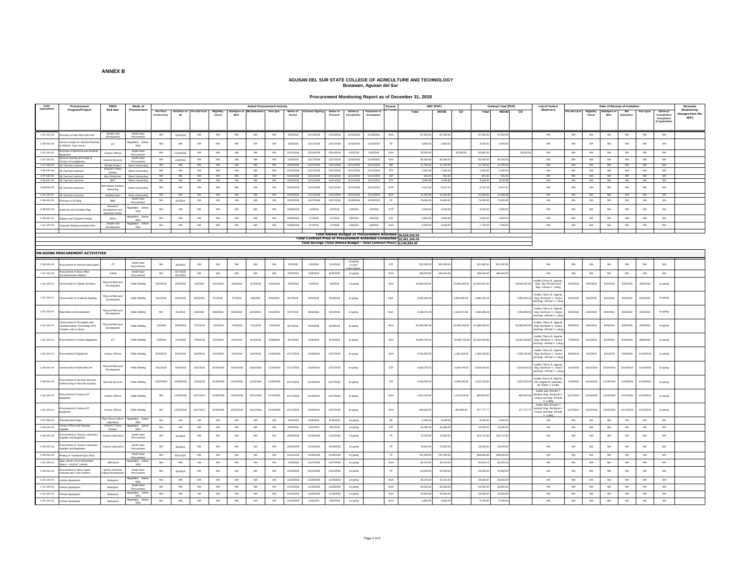**ANNEX B**

## AGUSAN DEL SUR STATE COLLEGE OF AGRICULTURE AND TECHNOLOGY
Bunawan, Agusan del Sur

### Procurement Monitoring Report as of December 31, 2018

| Code (UACS/PAP) | Procurement Program/Project | PMO/ End-User | Mode of Procurement | Actual Procurement Activity | | | | | | | | | | | | | Source of Funds | ABC (PhP) | | | Contract Cost (PhP) | | | List of Invited Observers | Date of Receipt of Invitation | | | | | | | Remarks (Explaining changes from the APP) |
|---|---|---|---|---|---|---|---|---|---|---|---|---|---|---|---|---|---|---|---|---|---|---|---|---|---|---|---|---|---|---|---|---|
| | | | | Pre-Proc Conference | Ads/Post of IB | Pre-bid Conf | Eligibility Check | Sub/Open of Bids | Bid Evaluation | Post Qua | Notice of Award | Contract Signing | Notice to Proceed | Delivery/ Completion | Inspection & Acceptance | | | Total | MOOE | CO | Total | MOOE | CO | | Pre-bid Conf | Eligibility Check | Sub/Open of Bids | Bid Evaluation | Post Qual | Delivery/ Completion/ Acceptance (If applicable) | |
| 1-01-101-01 | Purchase of Polo Shirt with Print | Gender and Development | Small Value Procurement | N/A | 7/20/2018 | N/A | N/A | N/A | N/A | N/A | 12/5/2018 | 12/18/2018 | 12/18/2018 | 12/18/2018 | 12/18/2018 | GAA | 87,500.00 | 87,500.00 | | 87,500.00 | 87,500.00 | | N/A | N/A | N/A | N/A | N/A | N/A | N/A | |
| 2-06-441-04 | Service charge for General Cleaning of Window Type Aircon | ICT | Negotiation (below 50K) | N/A | N/A | N/A | N/A | N/A | N/A | N/A | 12/5/2018 | 12/17/2018 | 12/17/2018 | 12/18/2018 | 12/18/2018 | FF | 3,850.00 | 3,850.00 | | 3,500.00 | 3,500.00 | | N/A | N/A | N/A | N/A | N/A | N/A | N/A | |
| 1-01-101-01 | Purchase of Electrical and Janitorial Equipment | Various Offices | Small Value Procurement | N/A | 11/20/2018 | N/A | N/A | N/A | N/A | N/A | 12/11/2018 | 12/14/2018 | 12/14/2018 | 1/10/2019 | 1/10/2019 | GAA | 53,500.00 | | 53,500.00 | 53,491.00 | | 53,491.00 | N/A | N/A | N/A | N/A | N/A | N/A | N/A | |
| 1-01-101-01 | General cleaning and repair of Various Airconditioners | General Services | Small Value Procurement | N/A | 12/6/2018 | N/A | N/A | N/A | N/A | N/A | 12/5/2018 | 12/17/2018 | 12/17/2018 | 12/18/2018 | 12/18/2018 | GAA | 69,280.00 | 69,280.00 | | 66,530.00 | 66,530.00 | | N/A | N/A | N/A | N/A | N/A | N/A | N/A | |
| 2-07-560-04 | Oil, Fuel and Lubricant | Oil Palm Project | Direct Contracting | N/A | N/A | N/A | N/A | N/A | N/A | N/A | 12/10/2018 | 12/11/2018 | 12/11/2018 | 12/11/2018 | 12/11/2018 | IGP | 11,793.45 | 11,793.45 | | 11,793.45 | 11,793.45 | | N/A | N/A | N/A | N/A | N/A | N/A | N/A | |
| 2-06-441-04 | Oil, Fuel and Lubricant | ASSCAT Trento Campus | Direct Contracting | N/A | N/A | N/A | N/A | N/A | N/A | N/A | 12/10/2018 | 12/11/2018 | 12/11/2018 | 12/11/2018 | 12/11/2018 | STF | 2,340.00 | 2,340.00 | | 2,340.00 | 2,340.00 | | N/A | N/A | N/A | N/A | N/A | N/A | N/A | |
| 2-07-560-04 | Oil, Fuel and Lubricant | Rice Production | Direct Contracting | N/A | N/A | N/A | N/A | N/A | N/A | N/A | 12/10/2018 | 12/11/2018 | 12/11/2018 | 12/11/2018 | 12/11/2018 | IGP | 931.00 | 931.00 | | 931.00 | 931.00 | | N/A | N/A | N/A | N/A | N/A | N/A | N/A | |
| 2-06-441-04 | Oil, Fuel and Lubricant | BAC | Direct Contracting | N/A | N/A | N/A | N/A | N/A | N/A | N/A | 12/10/2018 | 12/11/2018 | 12/11/2018 | 12/11/2018 | 12/11/2018 | STF | 3,639.88 | 3,639.88 | | 3,639.88 | 3,639.88 | | N/A | N/A | N/A | N/A | N/A | N/A | N/A | |
| 3-08-600-04 | Oil, Fuel and Lubricant | International Seminar-Workshop | Direct Contracting | N/A | N/A | N/A | N/A | N/A | N/A | N/A | 12/10/2018 | 12/11/2018 | 12/11/2018 | 12/11/2018 | 12/11/2018 | IATF | 9,147.44 | 9,147.44 | | 9,147.44 | 9,147.44 | | N/A | N/A | N/A | N/A | N/A | N/A | N/A | |
| 1-01-101-01 | Oil, Fuel and Lubricant | Administration | Direct Contracting | N/A | N/A | N/A | N/A | N/A | N/A | N/A | 12/10/2018 | 12/11/2018 | 12/11/2018 | 12/11/2018 | 12/11/2018 | GAA | 41,630.68 | 41,630.68 | | 41,630.68 | 41,630.68 | | N/A | N/A | N/A | N/A | N/A | N/A | N/A | |
| 2-06-441-04 | Purchase of ID Sling | BMD | Small Value Procurement | N/A | 8/2/2018 | N/A | N/A | N/A | N/A | N/A | 12/19/2018 | 12/27/2018 | 12/27/2018 | 12/28/2018 | 12/28/2018 | FF | 76,000.00 | 76,000.00 | | 74,000.00 | 74,000.00 | | N/A | N/A | N/A | N/A | N/A | N/A | N/A | |
| 3-08-600-04 | American and Canadian Flag | Research Development and Extension Center | Negotiation (below 50K) | N/A | N/A | N/A | N/A | N/A | N/A | N/A | 12/28/2018 | 1/3/2019 | 1/3/2019 | 1/3/2019 | 1/4/2019 | IATF | 3,200.00 | 3,200.00 | | 3,000.00 | 3,000.00 | | N/A | N/A | N/A | N/A | N/A | N/A | N/A | |
| 2-06-441-04 | Plaques and Tarpaulin Printing | VPAA | Negotiation (below 50K) | N/A | N/A | N/A | N/A | N/A | N/A | N/A | 12/28/2018 | 1/7/2019 | 1/7/2019 | 1/8/2019 | 1/8/2019 | STF | 5,800.00 | 5,800.00 | | 2,820.00 | 2,820.00 | | N/A | N/A | N/A | N/A | N/A | N/A | N/A | |
| 1-01-101-01 | Tarpaulin Printing and Button Pins | Gender and Development | Negotiation (below 50K) | N/A | N/A | N/A | N/A | N/A | N/A | N/A | 12/28/2018 | 1/7/2019 | 1/7/2019 | 1/8/2019 | 1/8/2019 | GAA | 9,300.00 | 9,300.00 | | 7,760.00 | 7,760.00 | | N/A | N/A | N/A | N/A | N/A | N/A | N/A | |

**Total Alloted Budget of Procurement Activities** 36,628,030.58
**Total Contract Price of Procurement Activities Conducted** 32,481,346.09
**Total Savings (Total Alloted Budget - Total Contract Price)** 4,146,684.49

### ON-GOING PROCUREMENT ACTIVITIES

| Code (UACS/PAP) | Procurement Program/Project | PMO/ End-User | Mode of Procurement | Pre-Proc Conference | Ads/Post of IB | Pre-bid Conf | Eligibility Check | Sub/Open of Bids | Bid Evaluation | Post Qua | Notice of Award | Contract Signing | Notice to Proceed | Delivery/ Completion | Inspection & Acceptance | Source of Funds | ABC Total | ABC MOOE | ABC CO | Contract Cost Total | Contract Cost MOOE | Contract Cost CO | List of Invited Observers | Pre-bid Conf | Eligibility Check | Sub/Open of Bids | Bid Evaluation | Post Qual | Delivery/ Completion/ Acceptance (If applicable) | Remarks |
|---|---|---|---|---|---|---|---|---|---|---|---|---|---|---|---|---|---|---|---|---|---|---|---|---|---|---|---|---|---|---|
| 2-06-441-04 | Procurement of Internet Subscription | ICT | Small Value Procurement | N/A | 3/6/2018 | N/A | N/A | N/A | N/A | N/A | 5/2/2018 | 5/2/2018 | 5/14/2018 | on-going (1 year subscription) | | STF | 502,000.00 | 502,000.00 | | 501,392.00 | 501,392.00 | | N/A | N/A | N/A | N/A | N/A | N/A | N/A | |
| 1-01-101-01 | Procurement of Brass Plate (Commemorative Marker) | Admin | Small Value Procurement | N/A | 4/17/2018 4/21/2018 | N/A | N/A | N/A | N/A | N/A | 6/20/2018 | 6/26/2018 | 6/26/2018 | on-going | | GAA | 189,540.00 | 189,540.00 | | 189,504.00 | 189,504.00 | | N/A | N/A | N/A | N/A | N/A | N/A | N/A | |
| 1-01-101-01 | Construction of College Dormitory | Physical Plant and Development | Public Bidding | 3/23/2018 | 3/23/2018 | 4/2/2018 | 4/12/2018 | 4/12/2018 | 4/13/2018 | 4/16/2018 | 4/30/2018 | 5/4/2018 | 5/4/2018 | on-going | | GAA | 20,000,000.00 | | 20,000,000.00 | 19,942,467.60 | | 19,942,467.60 | Auditor Cherry B. Jaganis, Engr. Rey Prochina and Engr. Alfredo V. Lobog | 3/29/2018 | 3/29/2018 | 3/29/2018 | 3/29/2018 | 3/30/2018 | on-going | |
| 1-01-101-01 | Construction of Academic Building | Physical Plant and Development | Public Bidding | 4/12/2018 | 4/14/2018 | 4/23/2018 | 5/7/2018 | 5/7/2018 | 5/8/2018 | 8/16/2018 | 8/17/2018 | 9/18/2018 | 9/24/2018 | on-going | | GAA | 5,000,000.00 | | 5,000,000.00 | 4,982,024.25 | | 4,982,024.25 | Auditor Cherry B. Jaganis, Engr. Bonifacio V. Corpuz and Engr. Alfredo V. Lobog | 4/23/2018 | 4/23/2018 | 4/23/2018 | 4/23/2018 | 4/23/2018 | on-going | |
| 1-01-101-01 | Road Network Development | Physical Plant and Development | Public Bidding | N/A | 8/1/2018 | 8/8/2018 | 8/20/2018 | 8/20/2018 | 8/20/2018 | 9/13/2018 | 9/17/2018 | 9/18/2018 | 9/24/2018 | on-going | | GAA | 2,108,371.58 | | 2,108,371.58 | 1,994,800.00 | | 1,994,800.00 | Auditor Cherry B. Jaganis, Engr. Bonifacio V. Corpuz and Engr. Alfredo V. Lobog | 4/24/2018 | 4/24/2018 | 4/24/2018 | 4/24/2018 | 4/24/2018 | on-going | |
| 1-01-101-01 | Construction of Information and Communications Technology (ICT) Complex with e-Library | Physical Plant and Development | Public Bidding | 1/3/2019 | 6/20/2018 | 7/27/2018 | 7/10/2019 | 7/10/2019 | 7/11/2018 | 7/13/2018 | 8/17/2018 | 9/18/2018 | 9/24/2018 | on-going | | GAA | 54,000,000.00 | | 54,000,000.00 | 53,580,000.00 | | 53,580,000.00 | Auditor Cherry B. Jaganis, Engr. Bonifacio V. Corpuz and Engr. Alfredo V. Lobog | 6/20/2018 | 6/20/2018 | 6/20/2018 | 6/20/2018 | 6/20/2018 | on-going | |
| 1-01-101-01 | Procurement of Various Equipment | ICT | Public Bidding | 1/3/2018 | 7/23/2018 | 7/30/2018 | 8/13/2018 | 8/13/2018 | 8/14/2018 | 8/28/2018 | 9/17/2018 | 9/18/2018 | 9/24/2018 | on-going | | GAA | 20,495,750.00 | | 20,495,750.00 | 20,160,234.85 | | 20,160,234.85 | Auditor Cherry B. Jaganis, Engr. Bonifacio V. Corpuz and Engr. Alfredo V. Lobog | 7/26/2018 | 8/13/2018 | 8/13/2018 | 8/14/2018 | 8/28/2018 | on-going | |
| 1-01-101-01 | Procurement of Equipment | Various Offices | Public Bidding | 9/10/2018 | 9/12/2018 | 9/19/2018 | 10/1/2018 | 10/1/2018 | 10/2/2018 | 11/20/2018 | 12/17/2018 | 12/20/2018 | 12/27/2018 | on-going | | GAA | 1,291,600.00 | | 1,291,600.00 | 1,286,220.80 | | 1,286,220.80 | Auditor Cherry B. Jaganis, Engr. Bonifacio V. Corpuz and Engr. Alfredo V. Lobog | 9/19/2018 | 10/1/2018 | 10/1/2018 | 10/2/2018 | 11/20/2018 | on-going | |
| 2-06-441-04 | Construction of Road Network | Physical Plant and Development | Public Bidding | 9/21/2018 | 9/22/2018 | 10/1/2018 | 10/15/2018 | 10/15/2018 | 10/16/2018 | 11/14/2018 | 12/17/2018 | 12/20/2018 | 12/27/2018 | on-going | | STF | 4,200,079.33 | | 4,200,079.33 | 3,526,619.33 | | 3,526,619.33 | Auditor Cherry B. Jaganis, Engr. Bonifacio V. Corpuz and Engr. Alfredo V. Lobog | 10/1/2018 | 10/15/2018 | 10/15/2018 | 10/16/2018 | 11/14/2018 | on-going | |
| 2-06-441-04 | Procurement of Security Services (Outsourcing of Security Guards) | Security Services | Public Bidding | 10/22/2018 | 10/28/2018 | 11/6/2018 | 11/19/2018 | 11/19/2018 | 11/20/2018 | 11/26/2018 | 12/17/2018 | 12/20/2018 | 12/27/2018 | on-going | | STF | 4,200,000.00 | | 4,200,000.00 | 3,622,233.00 | | 3,622,233.00 | Auditor Cherry B. Jaganis, Hon. Rogelio M. Galendez, Mr. Ruben T. Sumile | 11/6/2018 | 11/19/2018 | 11/19/2018 | 11/20/2018 | 11/26/2018 | on-going | |
| 1-01-101-01 | Procurement of Various ICT Equipment | Various Offices | Public Bidding | N/A | 11/20/2018 | 11/27/2017 | 12/10/2018 | 12/10/2018 | 12/11/2018 | 12/14/2018 | 12/17/2018 | 12/20/2018 | 12/27/2018 | on-going | | GAA | 1,012,418.46 | | 1,012,418.46 | 960,504.00 | | 960,504.00 | Auditor Edu Christine T. Jamelot, Engr. Bonifacio V. Corpuz and Engr. Alfredo V. Lobog | 11/27/2017 | 12/10/2018 | 12/10/2018 | 12/11/2018 | 12/14/2018 | on-going | |
| 1-01-101-01 | Procurement of Various ICT Equipment | Various Offices | Public Bidding | N/A | 11/20/2018 | 11/27/2017 | 12/10/2018 | 12/10/2018 | 12/11/2018 | 12/14/2018 | 12/17/2018 | 12/20/2018 | 12/27/2018 | on-going | | GAA | 450,000.00 | | 450,000.00 | 377,777.77 | | 377,777.77 | Auditor Edu Christine T. Jamelot, Engr. Bonifacio V. Corpuz and Engr. Alfredo V. Lobog | 11/27/2017 | 12/10/2018 | 12/10/2018 | 12/11/2018 | 12/14/2018 | on-going | |
| 2-07-560-04 | Pharmaceutical Agar | Plant Tissue Culture Laboratory | Negotiation (below 50K) | N/A | N/A | N/A | N/A | N/A | N/A | N/A | 9/13/2018 | 9/18/2018 | 9/18/2018 | on-going | | RF | 9,400.00 | 9,400.00 | | 8,400.00 | 8,400.00 | | N/A | N/A | N/A | N/A | N/A | N/A | N/A | |
| 2-06-441-04 | Various Office and Cleaning Supplies | ASSCAT Trento Campus | Negotiation (below 50K) | N/A | N/A | N/A | N/A | N/A | N/A | N/A | 9/26/2018 | 10/1/2018 | 10/1/2018 | on-going | | STF | 16,486.00 | 16,486.00 | | 15,500.00 | 15,500.00 | | N/A | N/A | N/A | N/A | N/A | N/A | N/A | |
| 2-06-441-04 | Procurement of Various Laboratory Supplies and Equipment | Various Laboratory | Small Value Procurement | N/A | 8/2/2018 | N/A | N/A | N/A | N/A | N/A | 10/30/2018 | 11/16/2018 | 11/16/2018 | on-going | | FF | 72,550.00 | 72,550.00 | | 224,712.30 | 224,712.30 | | N/A | N/A | N/A | N/A | N/A | N/A | N/A | |
| 2-06-441-04 | Procurement of Various Laboratory Supplies and Equipment | Various Laboratory | Small Value Procurement | N/A | 8/3/2018 | N/A | N/A | N/A | N/A | N/A | 10/30/2018 | 11/19/2018 | 11/19/2018 | on-going | | FF | 75,625.00 | 75,625.00 | | 29,646.00 | 29,646.00 | | N/A | N/A | N/A | N/A | N/A | N/A | N/A | |
| 2-06-441-04 | Printing of Yearbook Agpo 2018 | | Small Value Procurement | N/A | 8/31/2018 | N/A | N/A | N/A | N/A | N/A | 10/31/2018 | 11/28/2018 | 11/28/2018 | on-going | | FF | 787,200.00 | 787,200.00 | | 688,800.00 | 688,800.00 | | N/A | N/A | N/A | N/A | N/A | N/A | N/A | |
| 1-01-101-01 | Glass Works (Front Windshield Glass) - ASSCAT Vehicle | Motorpool | Negotiation (below 50K) | N/A | N/A | N/A | N/A | N/A | N/A | N/A | 11/6/2018 | 11/27/2018 | 11/27/2018 | on-going | | GAA | 36,210.00 | 36,210.00 | | 36,204.13 | 36,204.13 | | N/A | N/A | N/A | N/A | N/A | N/A | N/A | |
| 2-06-441-04 | Procurement of Dance Sport Costume and T-shirt Uniform | Sports and Socio Cultural Development | Small Value Procurement | N/A | 8/2/2018 | N/A | N/A | N/A | N/A | N/A | 11/16/2018 | 12/12/2018 | 12/12/2018 | on-going | | FF | 54,000.00 | 54,000.00 | | 54,000.00 | 54,000.00 | | N/A | N/A | N/A | N/A | N/A | N/A | N/A | |
| 1-01-101-01 | Vehicle Spareparts | Motorpool | Negotiation (below 50K) | N/A | N/A | N/A | N/A | N/A | N/A | N/A | 11/22/2018 | 11/28/2018 | 11/28/2018 | on-going | | GAA | 29,145.00 | 29,145.00 | | 28,660.00 | 28,660.00 | | N/A | N/A | N/A | N/A | N/A | N/A | N/A | |
| 1-01-101-01 | Vehicle Spareparts | Motorpool | Small Value Procurement | N/A | N/A | N/A | N/A | N/A | N/A | N/A | 11/22/2018 | 11/28/2018 | 11/28/2018 | on-going | | GAA | 63,635.00 | 63,635.00 | | 63,560.00 | 63,560.00 | | N/A | N/A | N/A | N/A | N/A | N/A | N/A | |
| 1-01-101-01 | Vehicle Spareparts | Motorpool | Negotiation (below 50K) | N/A | N/A | N/A | N/A | N/A | N/A | N/A | 11/22/2018 | 11/28/2018 | 11/28/2018 | on-going | | GAA | 23,625.00 | 23,625.00 | | 23,350.00 | 23,350.00 | | N/A | N/A | N/A | N/A | N/A | N/A | N/A | |
| 1-01-101-01 | Vehicle Spareparts | Motorpool | Negotiation (below 50K) | N/A | N/A | N/A | N/A | N/A | N/A | N/A | 11/22/2018 | 12/6/2018 | 12/6/2018 | on-going | | GAA | 6,960.00 | 6,960.00 | | 6,700.00 | 6,700.00 | | N/A | N/A | N/A | N/A | N/A | N/A | N/A | |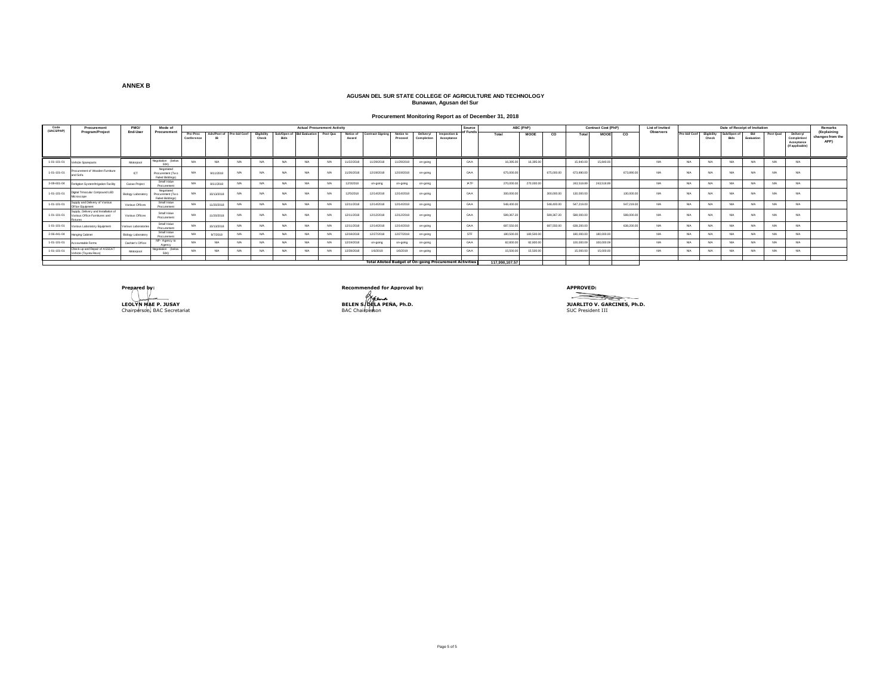**ANNEX B**

**AGUSAN DEL SUR STATE COLLEGE OF AGRICULTURE AND TECHNOLOGY**
**Bunawan, Agusan del Sur**

**Procurement Monitoring Report as of December 31, 2018**

| Code (UACS/PAP) | Procurement Program/Project | PMO/ End-User | Mode of Procurement | Actual Procurement Activity | | | | | | | | | | | | Source of Funds | ABC (PhP) | | | Contract Cost (PhP) | | | List of Invited Observers | Date of Receipt of Invitation | | | | | | | Remarks (Explaining changes from the APP) |
|---|---|---|---|---|---|---|---|---|---|---|---|---|---|---|---|---|---|---|---|---|---|---|---|---|---|---|---|---|---|---|---|
| | | | | Pre-Proc Conference | Ads/Post of IB | Pre-bid Conf | Eligibility Check | Sub/Open of Bids | Bid Evaluation | Post Qua | Notice of Award | Contract Signing | Notice to Proceed | Delivery/ Completion | Inspection & Acceptance | | Total | MOOE | CO | Total | MOOE | CO | | Pre-bid Conf | Eligibility Check | Sub/Open of Bids | Bid Evaluation | Post Qual | Delivery/ Completion/ Acceptance (If applicable) | | |
| 1-01-101-01 | Vehicle Spareparts | Motorpool | Negotiation (below 50K) | N/A | N/A | N/A | N/A | N/A | N/A | N/A | 11/22/2018 | 11/29/2018 | 11/29/2018 | on-going | | GAA | 16,395.00 | 16,395.00 | | 15,840.00 | 15,840.00 | | N/A | N/A | N/A | N/A | N/A | N/A | N/A | |
| 1-01-101-01 | Procurement of Wooden Furniture and Sofa | ICT | Negotiated Procurement (Two Failed Biddings) | N/A | 9/11/2018 | N/A | N/A | N/A | N/A | N/A | 11/26/2018 | 12/19/2018 | 12/19/2018 | on-going | | GAA | 675,000.00 | | 675,000.00 | 673,890.00 | | 673,890.00 | N/A | N/A | N/A | N/A | N/A | N/A | N/A | |
| 3-09-601-04 | Fertigation System/Irrigation Facility | Cacao Project | Small Value Procurement | N/A | 8/11/2018 | N/A | N/A | N/A | N/A | N/A | 12/3/2018 | on-going | on-going | on-going | | IATF | 270,000.00 | 270,000.00 | | 243,518.89 | 243,518.89 | | N/A | N/A | N/A | N/A | N/A | N/A | N/A | |
| 1-01-101-01 | Digital Trinocular Compound LED Microscope | Biology Laboratory | Negotiated Procurement (Two Failed Biddings) | N/A | 10/13/2018 | N/A | N/A | N/A | N/A | N/A | 12/5/2018 | 12/14/2018 | 12/14/2018 | on-going | | GAA | 300,000.00 | | 300,000.00 | 130,000.00 | | 130,000.00 | N/A | N/A | N/A | N/A | N/A | N/A | N/A | |
| 1-01-101-01 | Supply and Delivery of Various Office Equipment | Various Offices | Small Value Procurement | N/A | 11/20/2018 | N/A | N/A | N/A | N/A | N/A | 12/11/2018 | 12/14/2018 | 12/14/2018 | on-going | | GAA | 548,400.00 | | 548,400.00 | 547,219.00 | | 547,219.00 | N/A | N/A | N/A | N/A | N/A | N/A | N/A | |
| 1-01-101-01 | Supply, Delivery and Installation of Various Office Furnitures and Fixtures | Various Offices | Small Value Procurement | N/A | 11/20/2018 | N/A | N/A | N/A | N/A | N/A | 12/11/2018 | 12/12/2018 | 12/12/2018 | on-going | | GAA | 599,367.20 | | 599,367.20 | 588,000.00 | | 588,000.00 | N/A | N/A | N/A | N/A | N/A | N/A | N/A | |
| 1-01-101-01 | Various Laboratory Equipment | Various Laboratories | Small Value Procurement | N/A | 10/13/2018 | N/A | N/A | N/A | N/A | N/A | 12/11/2018 | 12/14/2018 | 12/14/2018 | on-going | | GAA | 687,550.00 | | 687,550.00 | 638,200.00 | | 638,200.00 | N/A | N/A | N/A | N/A | N/A | N/A | N/A | |
| 2-06-441-04 | Hanging Cabinet | Biology Laboratory | Small Value Procurement | N/A | 9/7/2018 | N/A | N/A | N/A | N/A | N/A | 12/18/2018 | 12/27/2018 | 12/27/2018 | on-going | | STF | 180,500.00 | 180,500.00 | | 180,000.00 | 180,000.00 | | N/A | N/A | N/A | N/A | N/A | N/A | N/A | |
| 1-01-101-01 | Accountable Forms | Cashier's Office | NP- Agency to Agency | N/A | N/A | N/A | N/A | N/A | N/A | N/A | 12/19/2018 | on-going | on-going | on-going | | GAA | 82,800.00 | 82,800.00 | | 100,000.00 | 100,000.00 | | N/A | N/A | N/A | N/A | N/A | N/A | N/A | |
| 1-01-101-01 | Check-up and Repair of ASSCAT Vehicle (Toyota Revo) | Motorpool | Negotiation (below 50K) | N/A | N/A | N/A | N/A | N/A | N/A | N/A | 12/28/2018 | 1/6/2019 | 1/6/2019 | on-going | | GAA | 15,500.00 | 15,500.00 | | 15,000.00 | 15,000.00 | | N/A | N/A | N/A | N/A | N/A | N/A | N/A | |
| | | | | | | | | | | | | | | | | | | | | | | | | | | | | | | | |
| | **Total Alloted Budget of On-going Procurement Activities** | | | | | | | | | | | | | | | | 117,990,107.57 | | | | | | | | | | | | | | |

**Prepared by:**

**LEOLYN MAE P. JUSAY**
Chairperson, BAC Secretariat

**Recommended for Approval by:**

**BELEN S. DELA PEÑA, Ph.D.**
BAC Chairperson

**APPROVED:**

**JUARLITO V. GARCINES, Ph.D.**
SUC President III